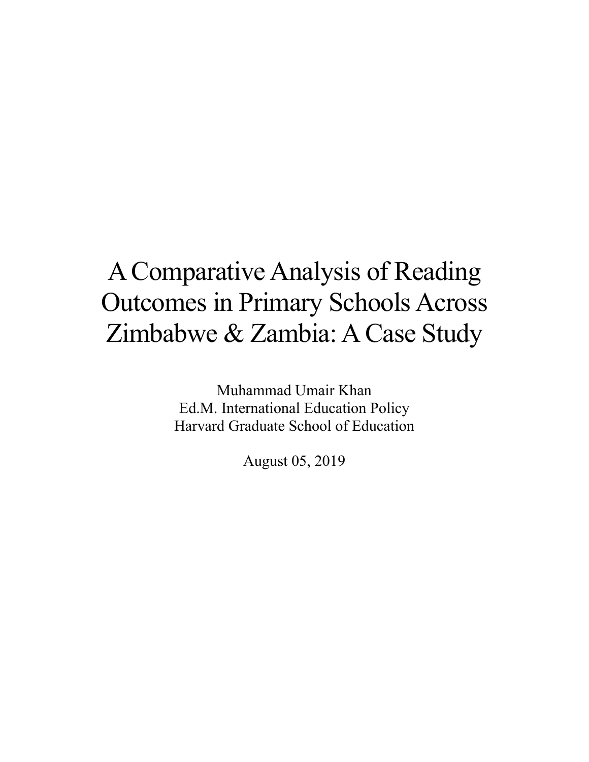# A Comparative Analysis of Reading Outcomes in Primary Schools Across Zimbabwe & Zambia: A Case Study

Muhammad Umair Khan
Ed.M. International Education Policy
Harvard Graduate School of Education

August 05, 2019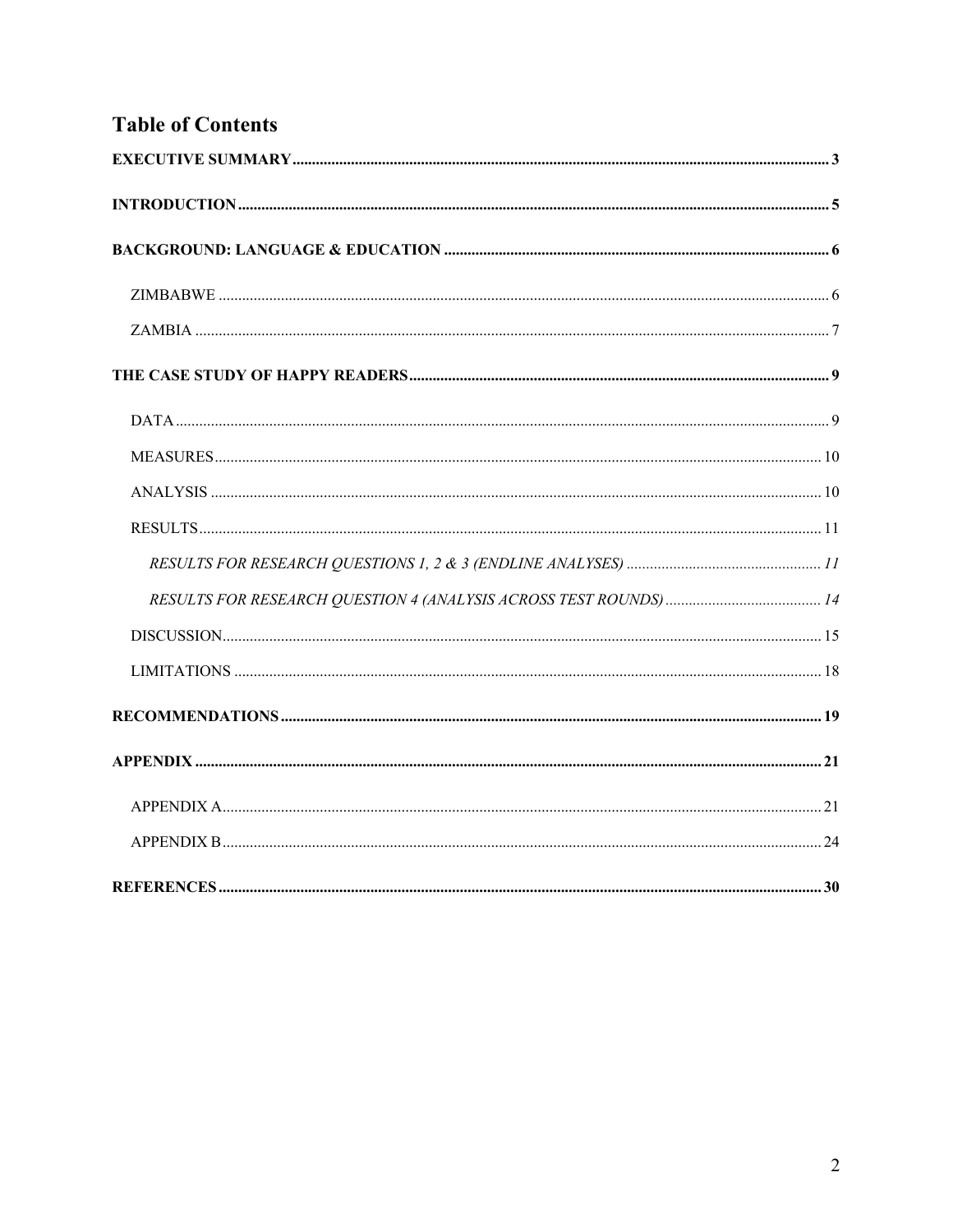# Table of Contents

**EXECUTIVE SUMMARY** .......... **3**

**INTRODUCTION** .......... **5**

**BACKGROUND: LANGUAGE & EDUCATION** .......... **6**

- ZIMBABWE .......... 6
- ZAMBIA .......... 7

**THE CASE STUDY OF HAPPY READERS** .......... **9**

- DATA .......... 9
- MEASURES .......... 10
- ANALYSIS .......... 10
- RESULTS .......... 11
  - *RESULTS FOR RESEARCH QUESTIONS 1, 2 & 3 (ENDLINE ANALYSES)* .......... *11*
  - *RESULTS FOR RESEARCH QUESTION 4 (ANALYSIS ACROSS TEST ROUNDS)* .......... *14*
- DISCUSSION .......... 15
- LIMITATIONS .......... 18

**RECOMMENDATIONS** .......... **19**

**APPENDIX** .......... **21**

- APPENDIX A .......... 21
- APPENDIX B .......... 24

**REFERENCES** .......... **30**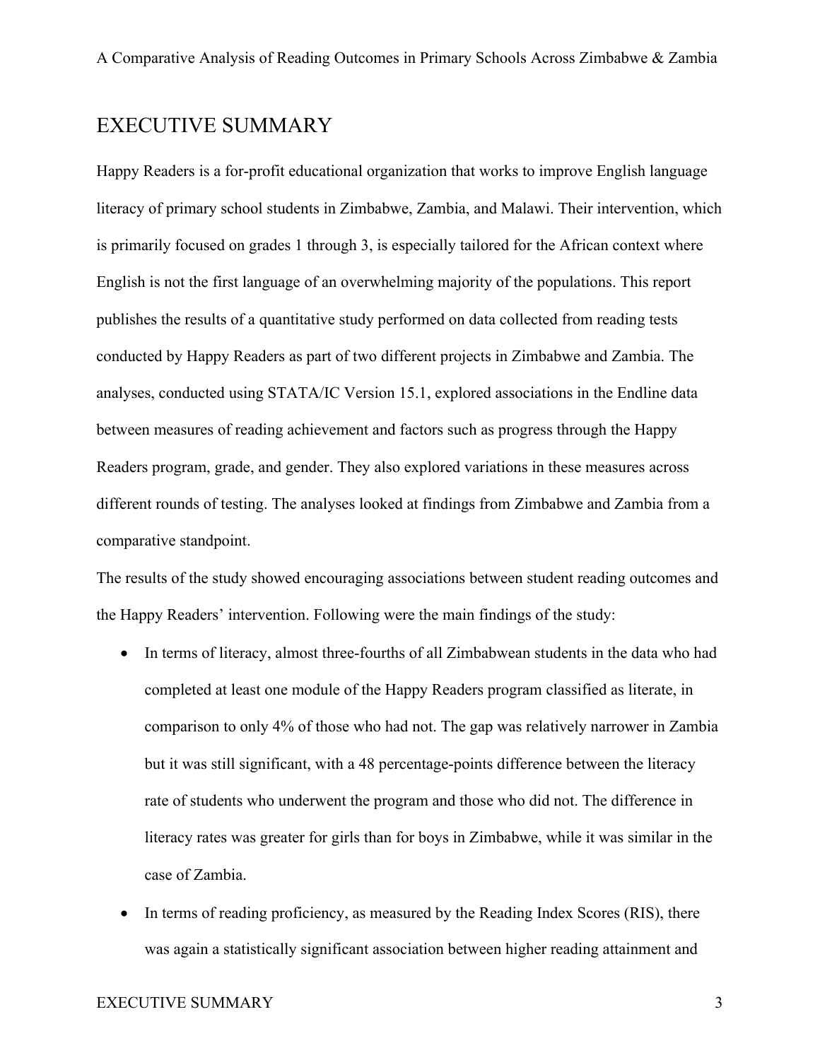# EXECUTIVE SUMMARY

Happy Readers is a for-profit educational organization that works to improve English language literacy of primary school students in Zimbabwe, Zambia, and Malawi. Their intervention, which is primarily focused on grades 1 through 3, is especially tailored for the African context where English is not the first language of an overwhelming majority of the populations. This report publishes the results of a quantitative study performed on data collected from reading tests conducted by Happy Readers as part of two different projects in Zimbabwe and Zambia. The analyses, conducted using STATA/IC Version 15.1, explored associations in the Endline data between measures of reading achievement and factors such as progress through the Happy Readers program, grade, and gender. They also explored variations in these measures across different rounds of testing. The analyses looked at findings from Zimbabwe and Zambia from a comparative standpoint.

The results of the study showed encouraging associations between student reading outcomes and the Happy Readers' intervention. Following were the main findings of the study:

- In terms of literacy, almost three-fourths of all Zimbabwean students in the data who had completed at least one module of the Happy Readers program classified as literate, in comparison to only 4% of those who had not. The gap was relatively narrower in Zambia but it was still significant, with a 48 percentage-points difference between the literacy rate of students who underwent the program and those who did not. The difference in literacy rates was greater for girls than for boys in Zimbabwe, while it was similar in the case of Zambia.
- In terms of reading proficiency, as measured by the Reading Index Scores (RIS), there was again a statistically significant association between higher reading attainment and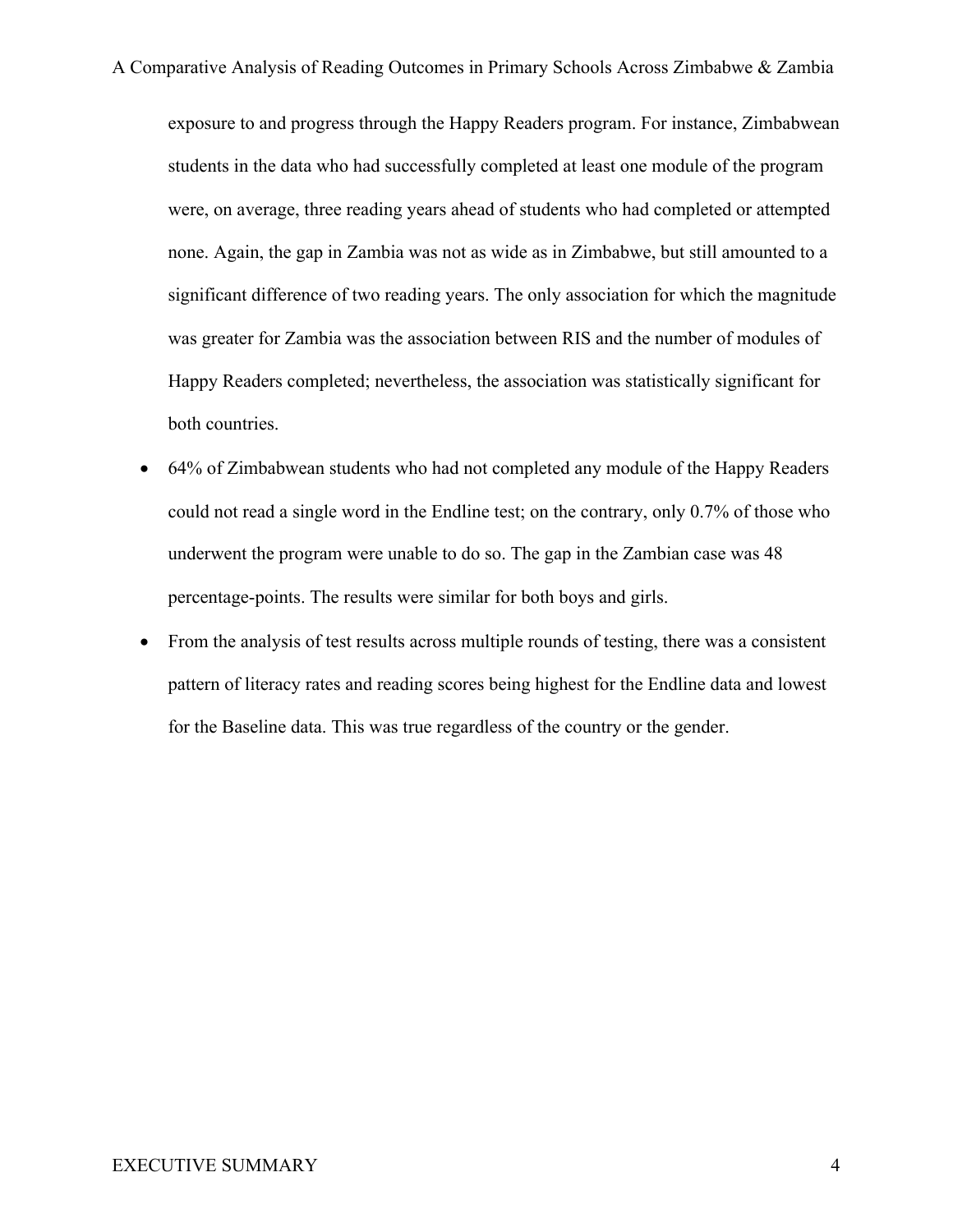exposure to and progress through the Happy Readers program. For instance, Zimbabwean students in the data who had successfully completed at least one module of the program were, on average, three reading years ahead of students who had completed or attempted none. Again, the gap in Zambia was not as wide as in Zimbabwe, but still amounted to a significant difference of two reading years. The only association for which the magnitude was greater for Zambia was the association between RIS and the number of modules of Happy Readers completed; nevertheless, the association was statistically significant for both countries.

- 64% of Zimbabwean students who had not completed any module of the Happy Readers could not read a single word in the Endline test; on the contrary, only 0.7% of those who underwent the program were unable to do so. The gap in the Zambian case was 48 percentage-points. The results were similar for both boys and girls.
- From the analysis of test results across multiple rounds of testing, there was a consistent pattern of literacy rates and reading scores being highest for the Endline data and lowest for the Baseline data. This was true regardless of the country or the gender.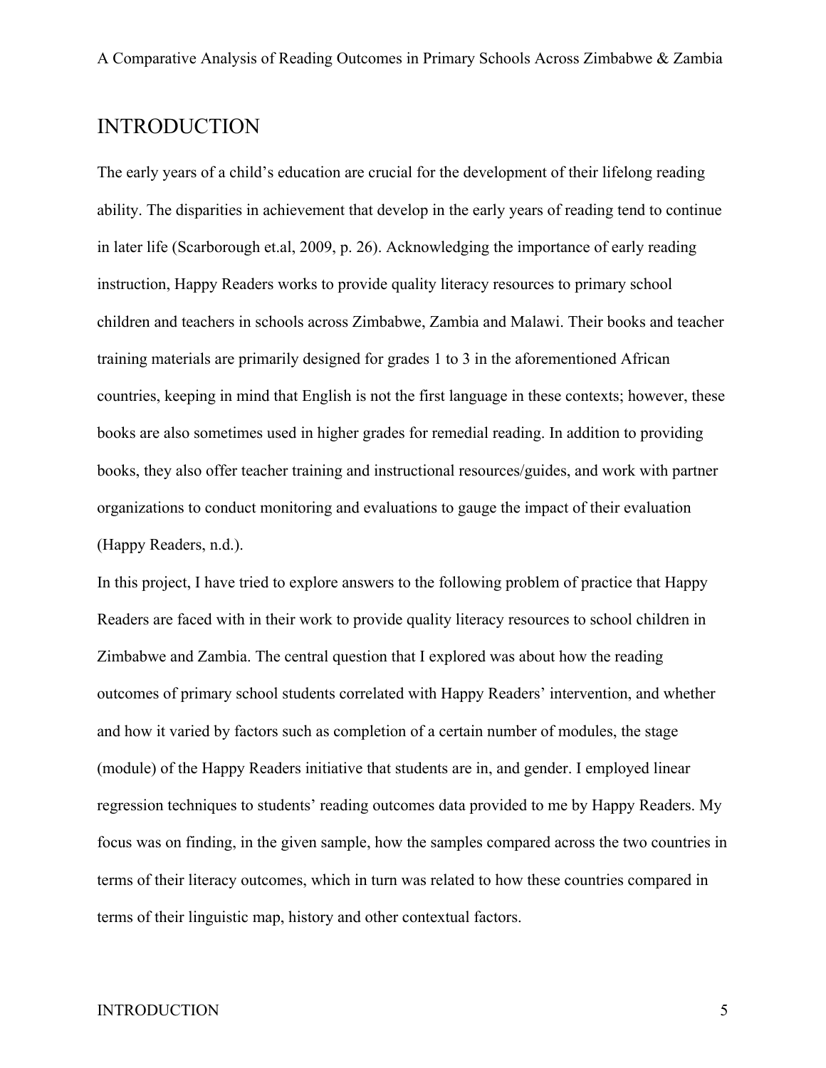# INTRODUCTION

The early years of a child's education are crucial for the development of their lifelong reading ability. The disparities in achievement that develop in the early years of reading tend to continue in later life (Scarborough et.al, 2009, p. 26). Acknowledging the importance of early reading instruction, Happy Readers works to provide quality literacy resources to primary school children and teachers in schools across Zimbabwe, Zambia and Malawi. Their books and teacher training materials are primarily designed for grades 1 to 3 in the aforementioned African countries, keeping in mind that English is not the first language in these contexts; however, these books are also sometimes used in higher grades for remedial reading. In addition to providing books, they also offer teacher training and instructional resources/guides, and work with partner organizations to conduct monitoring and evaluations to gauge the impact of their evaluation (Happy Readers, n.d.).

In this project, I have tried to explore answers to the following problem of practice that Happy Readers are faced with in their work to provide quality literacy resources to school children in Zimbabwe and Zambia. The central question that I explored was about how the reading outcomes of primary school students correlated with Happy Readers' intervention, and whether and how it varied by factors such as completion of a certain number of modules, the stage (module) of the Happy Readers initiative that students are in, and gender. I employed linear regression techniques to students' reading outcomes data provided to me by Happy Readers. My focus was on finding, in the given sample, how the samples compared across the two countries in terms of their literacy outcomes, which in turn was related to how these countries compared in terms of their linguistic map, history and other contextual factors.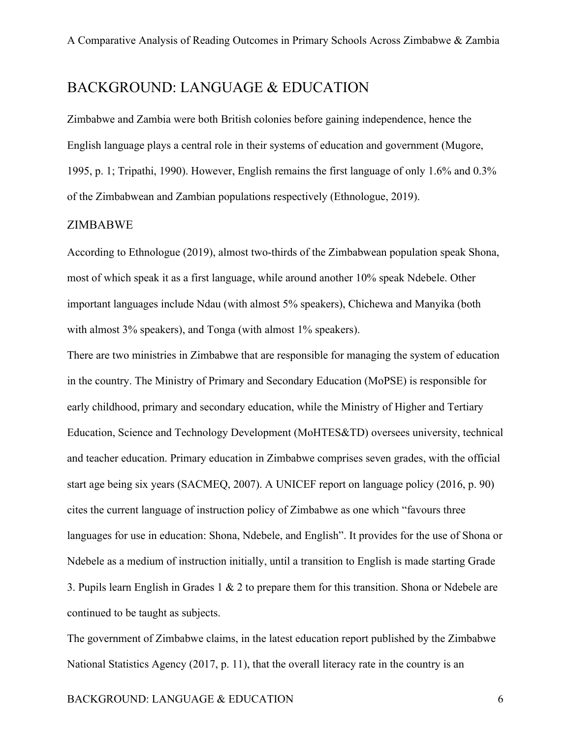# BACKGROUND: LANGUAGE & EDUCATION

Zimbabwe and Zambia were both British colonies before gaining independence, hence the English language plays a central role in their systems of education and government (Mugore, 1995, p. 1; Tripathi, 1990). However, English remains the first language of only 1.6% and 0.3% of the Zimbabwean and Zambian populations respectively (Ethnologue, 2019).

## ZIMBABWE

According to Ethnologue (2019), almost two-thirds of the Zimbabwean population speak Shona, most of which speak it as a first language, while around another 10% speak Ndebele. Other important languages include Ndau (with almost 5% speakers), Chichewa and Manyika (both with almost 3% speakers), and Tonga (with almost 1% speakers).

There are two ministries in Zimbabwe that are responsible for managing the system of education in the country. The Ministry of Primary and Secondary Education (MoPSE) is responsible for early childhood, primary and secondary education, while the Ministry of Higher and Tertiary Education, Science and Technology Development (MoHTES&TD) oversees university, technical and teacher education. Primary education in Zimbabwe comprises seven grades, with the official start age being six years (SACMEQ, 2007). A UNICEF report on language policy (2016, p. 90) cites the current language of instruction policy of Zimbabwe as one which "favours three languages for use in education: Shona, Ndebele, and English". It provides for the use of Shona or Ndebele as a medium of instruction initially, until a transition to English is made starting Grade 3. Pupils learn English in Grades 1 & 2 to prepare them for this transition. Shona or Ndebele are continued to be taught as subjects.

The government of Zimbabwe claims, in the latest education report published by the Zimbabwe National Statistics Agency (2017, p. 11), that the overall literacy rate in the country is an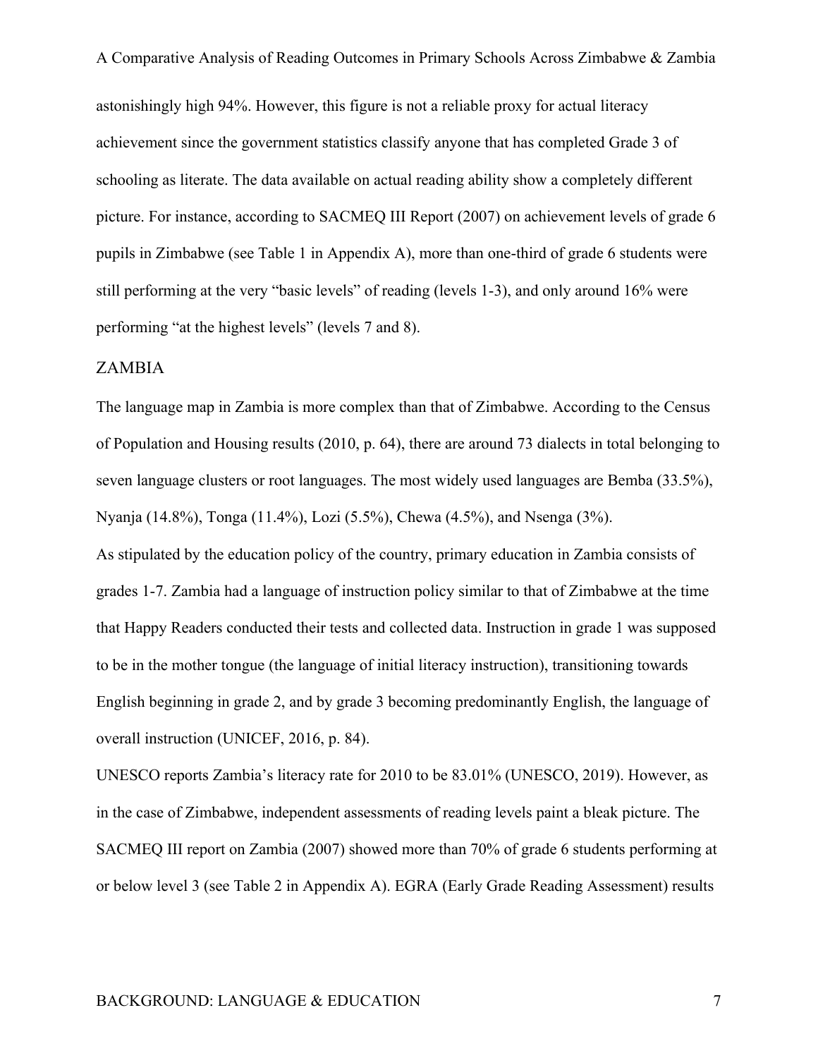astonishingly high 94%. However, this figure is not a reliable proxy for actual literacy achievement since the government statistics classify anyone that has completed Grade 3 of schooling as literate. The data available on actual reading ability show a completely different picture. For instance, according to SACMEQ III Report (2007) on achievement levels of grade 6 pupils in Zimbabwe (see Table 1 in Appendix A), more than one-third of grade 6 students were still performing at the very "basic levels" of reading (levels 1-3), and only around 16% were performing "at the highest levels" (levels 7 and 8).

## ZAMBIA

The language map in Zambia is more complex than that of Zimbabwe. According to the Census of Population and Housing results (2010, p. 64), there are around 73 dialects in total belonging to seven language clusters or root languages. The most widely used languages are Bemba (33.5%), Nyanja (14.8%), Tonga (11.4%), Lozi (5.5%), Chewa (4.5%), and Nsenga (3%).

As stipulated by the education policy of the country, primary education in Zambia consists of grades 1-7. Zambia had a language of instruction policy similar to that of Zimbabwe at the time that Happy Readers conducted their tests and collected data. Instruction in grade 1 was supposed to be in the mother tongue (the language of initial literacy instruction), transitioning towards English beginning in grade 2, and by grade 3 becoming predominantly English, the language of overall instruction (UNICEF, 2016, p. 84).

UNESCO reports Zambia's literacy rate for 2010 to be 83.01% (UNESCO, 2019). However, as in the case of Zimbabwe, independent assessments of reading levels paint a bleak picture. The SACMEQ III report on Zambia (2007) showed more than 70% of grade 6 students performing at or below level 3 (see Table 2 in Appendix A). EGRA (Early Grade Reading Assessment) results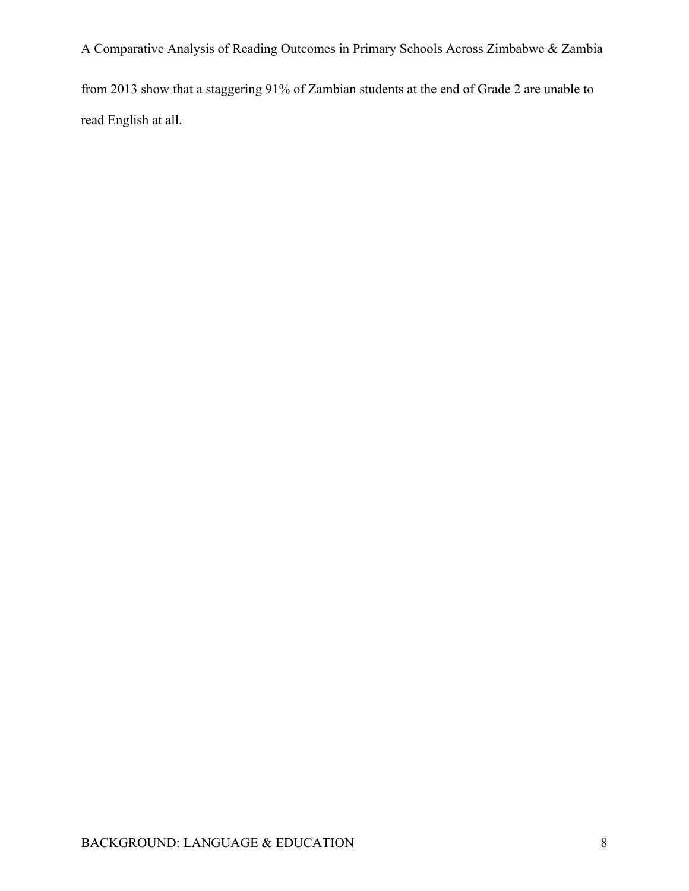from 2013 show that a staggering 91% of Zambian students at the end of Grade 2 are unable to read English at all.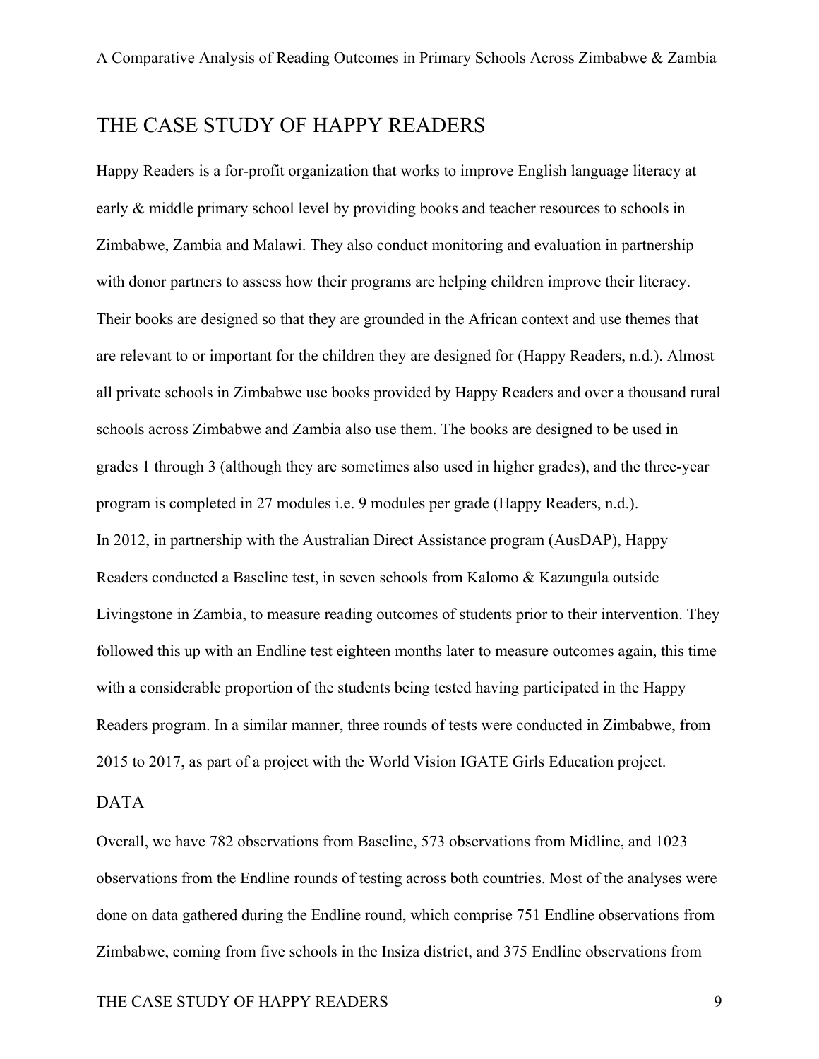## THE CASE STUDY OF HAPPY READERS

Happy Readers is a for-profit organization that works to improve English language literacy at early & middle primary school level by providing books and teacher resources to schools in Zimbabwe, Zambia and Malawi. They also conduct monitoring and evaluation in partnership with donor partners to assess how their programs are helping children improve their literacy. Their books are designed so that they are grounded in the African context and use themes that are relevant to or important for the children they are designed for (Happy Readers, n.d.). Almost all private schools in Zimbabwe use books provided by Happy Readers and over a thousand rural schools across Zimbabwe and Zambia also use them. The books are designed to be used in grades 1 through 3 (although they are sometimes also used in higher grades), and the three-year program is completed in 27 modules i.e. 9 modules per grade (Happy Readers, n.d.).

In 2012, in partnership with the Australian Direct Assistance program (AusDAP), Happy Readers conducted a Baseline test, in seven schools from Kalomo & Kazungula outside Livingstone in Zambia, to measure reading outcomes of students prior to their intervention. They followed this up with an Endline test eighteen months later to measure outcomes again, this time with a considerable proportion of the students being tested having participated in the Happy Readers program. In a similar manner, three rounds of tests were conducted in Zimbabwe, from 2015 to 2017, as part of a project with the World Vision IGATE Girls Education project.

### DATA

Overall, we have 782 observations from Baseline, 573 observations from Midline, and 1023 observations from the Endline rounds of testing across both countries. Most of the analyses were done on data gathered during the Endline round, which comprise 751 Endline observations from Zimbabwe, coming from five schools in the Insiza district, and 375 Endline observations from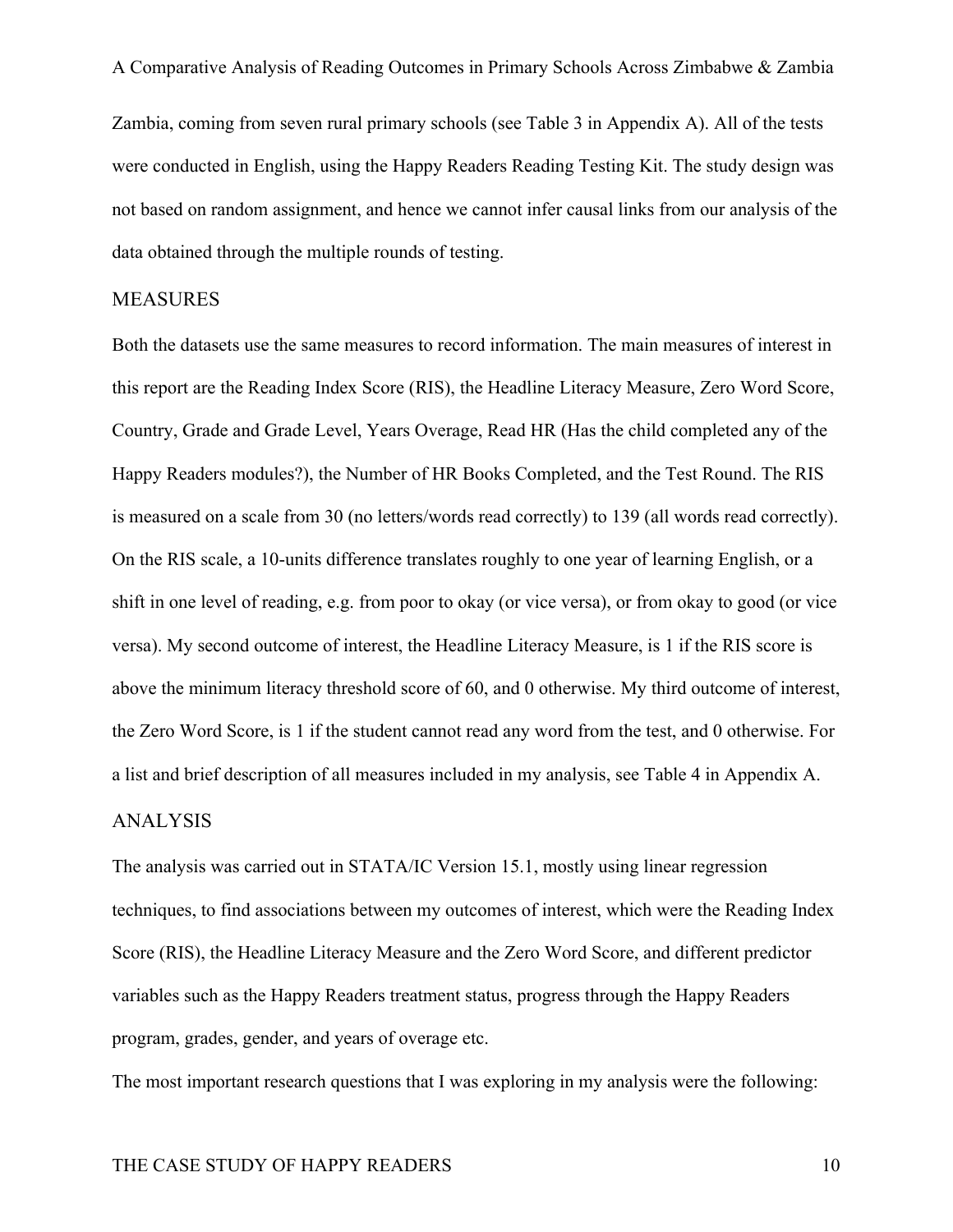Zambia, coming from seven rural primary schools (see Table 3 in Appendix A). All of the tests were conducted in English, using the Happy Readers Reading Testing Kit. The study design was not based on random assignment, and hence we cannot infer causal links from our analysis of the data obtained through the multiple rounds of testing.

## MEASURES

Both the datasets use the same measures to record information. The main measures of interest in this report are the Reading Index Score (RIS), the Headline Literacy Measure, Zero Word Score, Country, Grade and Grade Level, Years Overage, Read HR (Has the child completed any of the Happy Readers modules?), the Number of HR Books Completed, and the Test Round. The RIS is measured on a scale from 30 (no letters/words read correctly) to 139 (all words read correctly). On the RIS scale, a 10-units difference translates roughly to one year of learning English, or a shift in one level of reading, e.g. from poor to okay (or vice versa), or from okay to good (or vice versa). My second outcome of interest, the Headline Literacy Measure, is 1 if the RIS score is above the minimum literacy threshold score of 60, and 0 otherwise. My third outcome of interest, the Zero Word Score, is 1 if the student cannot read any word from the test, and 0 otherwise. For a list and brief description of all measures included in my analysis, see Table 4 in Appendix A.

## ANALYSIS

The analysis was carried out in STATA/IC Version 15.1, mostly using linear regression techniques, to find associations between my outcomes of interest, which were the Reading Index Score (RIS), the Headline Literacy Measure and the Zero Word Score, and different predictor variables such as the Happy Readers treatment status, progress through the Happy Readers program, grades, gender, and years of overage etc.

The most important research questions that I was exploring in my analysis were the following: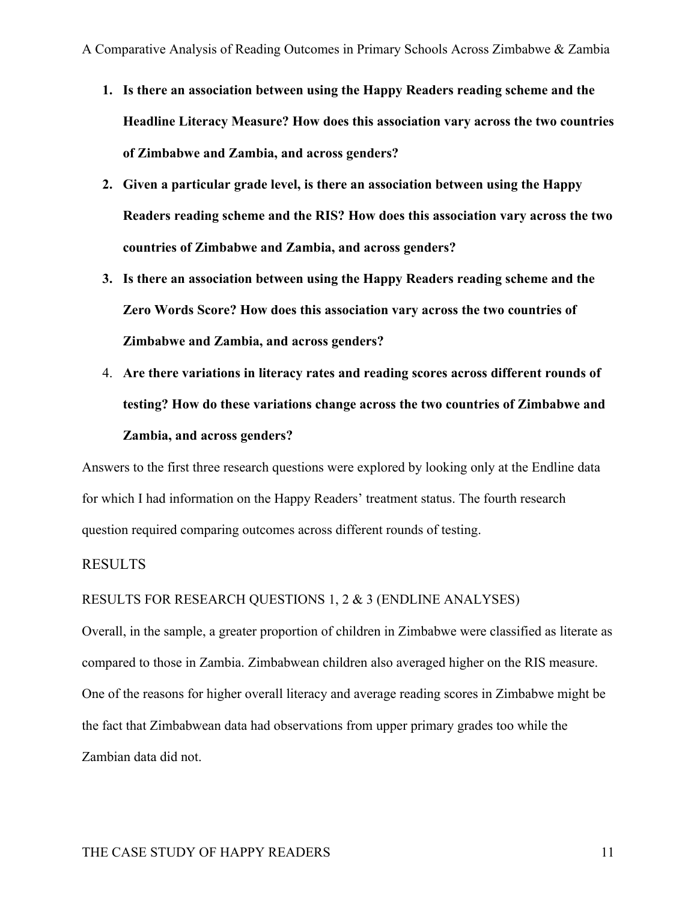1. **Is there an association between using the Happy Readers reading scheme and the Headline Literacy Measure? How does this association vary across the two countries of Zimbabwe and Zambia, and across genders?**
2. **Given a particular grade level, is there an association between using the Happy Readers reading scheme and the RIS? How does this association vary across the two countries of Zimbabwe and Zambia, and across genders?**
3. **Is there an association between using the Happy Readers reading scheme and the Zero Words Score? How does this association vary across the two countries of Zimbabwe and Zambia, and across genders?**
4. **Are there variations in literacy rates and reading scores across different rounds of testing? How do these variations change across the two countries of Zimbabwe and Zambia, and across genders?**

Answers to the first three research questions were explored by looking only at the Endline data for which I had information on the Happy Readers' treatment status. The fourth research question required comparing outcomes across different rounds of testing.

## RESULTS

### RESULTS FOR RESEARCH QUESTIONS 1, 2 & 3 (ENDLINE ANALYSES)

Overall, in the sample, a greater proportion of children in Zimbabwe were classified as literate as compared to those in Zambia. Zimbabwean children also averaged higher on the RIS measure. One of the reasons for higher overall literacy and average reading scores in Zimbabwe might be the fact that Zimbabwean data had observations from upper primary grades too while the Zambian data did not.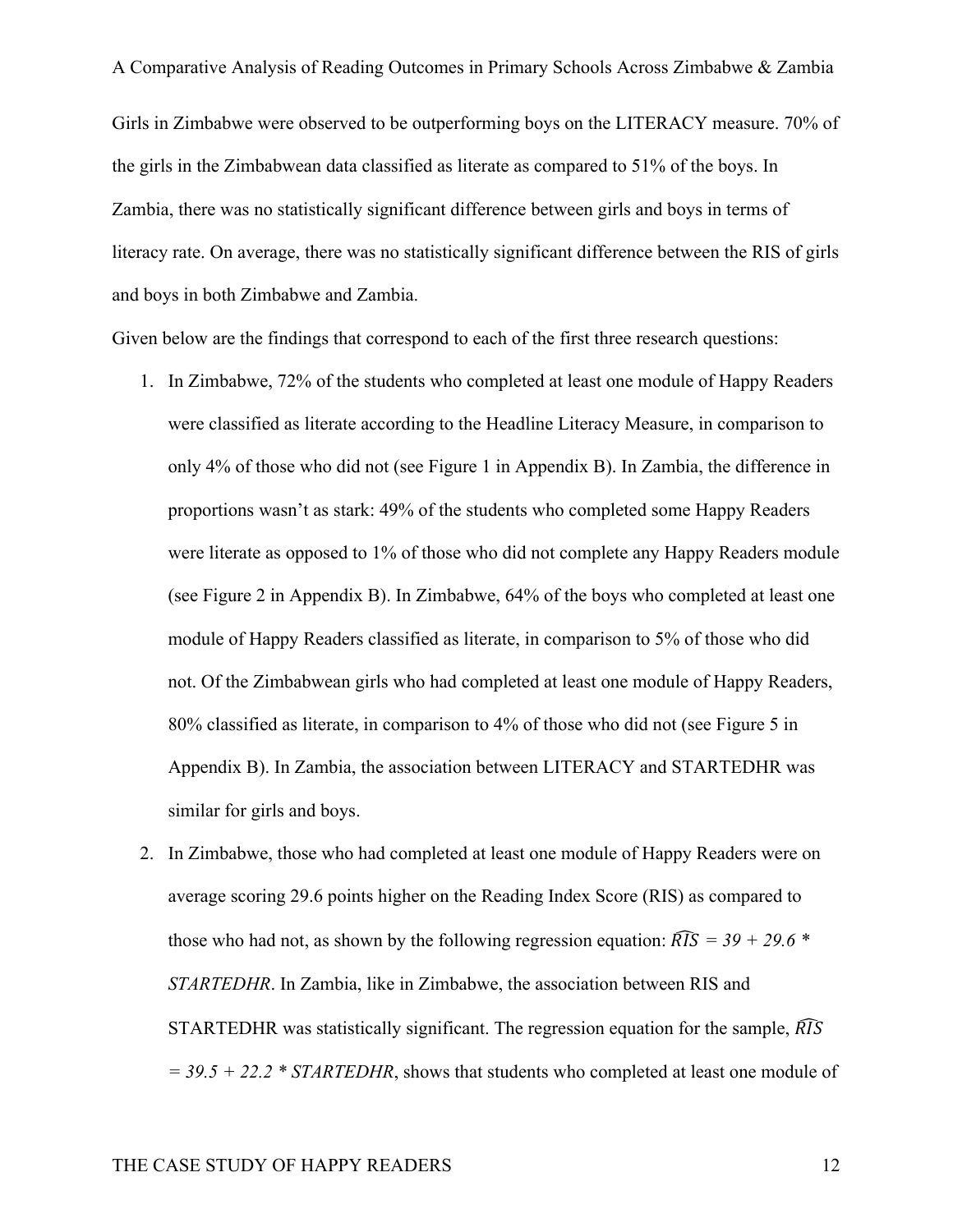Girls in Zimbabwe were observed to be outperforming boys on the LITERACY measure. 70% of the girls in the Zimbabwean data classified as literate as compared to 51% of the boys. In Zambia, there was no statistically significant difference between girls and boys in terms of literacy rate. On average, there was no statistically significant difference between the RIS of girls and boys in both Zimbabwe and Zambia.

Given below are the findings that correspond to each of the first three research questions:

1. In Zimbabwe, 72% of the students who completed at least one module of Happy Readers were classified as literate according to the Headline Literacy Measure, in comparison to only 4% of those who did not (see Figure 1 in Appendix B). In Zambia, the difference in proportions wasn't as stark: 49% of the students who completed some Happy Readers were literate as opposed to 1% of those who did not complete any Happy Readers module (see Figure 2 in Appendix B). In Zimbabwe, 64% of the boys who completed at least one module of Happy Readers classified as literate, in comparison to 5% of those who did not. Of the Zimbabwean girls who had completed at least one module of Happy Readers, 80% classified as literate, in comparison to 4% of those who did not (see Figure 5 in Appendix B). In Zambia, the association between LITERACY and STARTEDHR was similar for girls and boys.
2. In Zimbabwe, those who had completed at least one module of Happy Readers were on average scoring 29.6 points higher on the Reading Index Score (RIS) as compared to those who had not, as shown by the following regression equation: $\widehat{RIS} = 39 + 29.6 * STARTEDHR$. In Zambia, like in Zimbabwe, the association between RIS and STARTEDHR was statistically significant. The regression equation for the sample, $\widehat{RIS} = 39.5 + 22.2 * STARTEDHR$, shows that students who completed at least one module of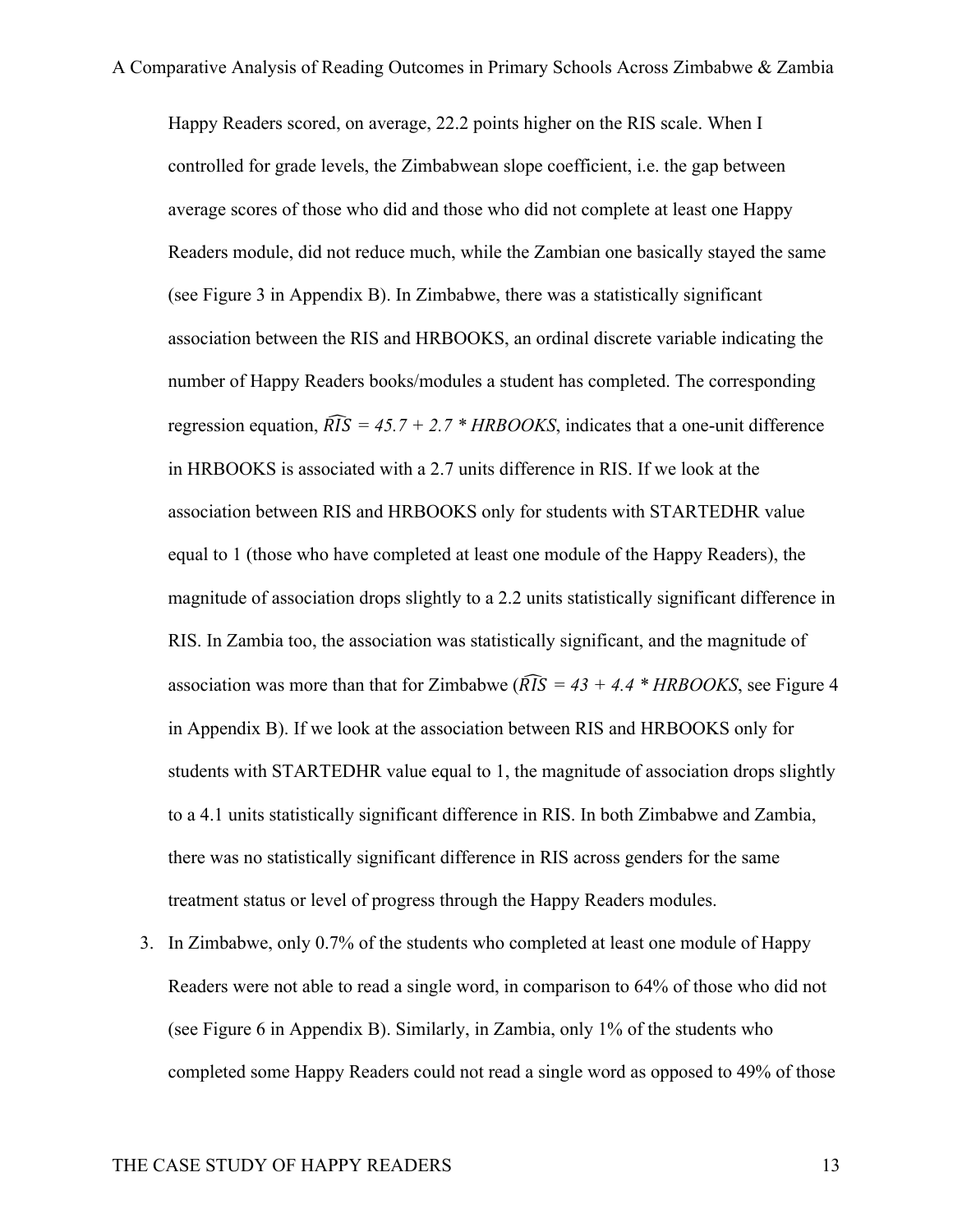Happy Readers scored, on average, 22.2 points higher on the RIS scale. When I controlled for grade levels, the Zimbabwean slope coefficient, i.e. the gap between average scores of those who did and those who did not complete at least one Happy Readers module, did not reduce much, while the Zambian one basically stayed the same (see Figure 3 in Appendix B). In Zimbabwe, there was a statistically significant association between the RIS and HRBOOKS, an ordinal discrete variable indicating the number of Happy Readers books/modules a student has completed. The corresponding regression equation, $\widehat{RIS} = 45.7 + 2.7 * HRBOOKS$, indicates that a one-unit difference in HRBOOKS is associated with a 2.7 units difference in RIS. If we look at the association between RIS and HRBOOKS only for students with STARTEDHR value equal to 1 (those who have completed at least one module of the Happy Readers), the magnitude of association drops slightly to a 2.2 units statistically significant difference in RIS. In Zambia too, the association was statistically significant, and the magnitude of association was more than that for Zimbabwe ($\widehat{RIS} = 43 + 4.4 * HRBOOKS$, see Figure 4 in Appendix B). If we look at the association between RIS and HRBOOKS only for students with STARTEDHR value equal to 1, the magnitude of association drops slightly to a 4.1 units statistically significant difference in RIS. In both Zimbabwe and Zambia, there was no statistically significant difference in RIS across genders for the same treatment status or level of progress through the Happy Readers modules.

3. In Zimbabwe, only 0.7% of the students who completed at least one module of Happy Readers were not able to read a single word, in comparison to 64% of those who did not (see Figure 6 in Appendix B). Similarly, in Zambia, only 1% of the students who completed some Happy Readers could not read a single word as opposed to 49% of those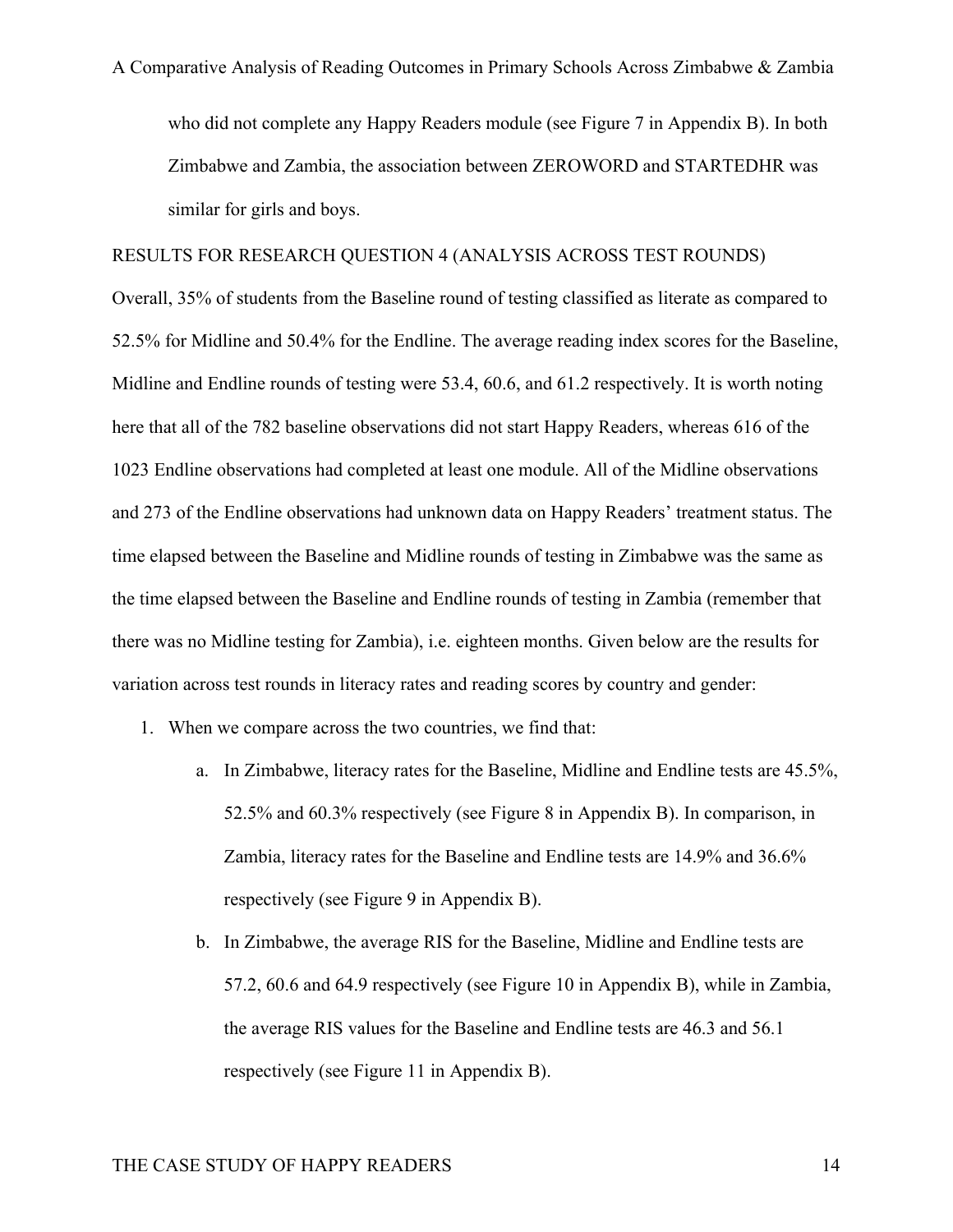who did not complete any Happy Readers module (see Figure 7 in Appendix B). In both Zimbabwe and Zambia, the association between ZEROWORD and STARTEDHR was similar for girls and boys.

RESULTS FOR RESEARCH QUESTION 4 (ANALYSIS ACROSS TEST ROUNDS)

Overall, 35% of students from the Baseline round of testing classified as literate as compared to 52.5% for Midline and 50.4% for the Endline. The average reading index scores for the Baseline, Midline and Endline rounds of testing were 53.4, 60.6, and 61.2 respectively. It is worth noting here that all of the 782 baseline observations did not start Happy Readers, whereas 616 of the 1023 Endline observations had completed at least one module. All of the Midline observations and 273 of the Endline observations had unknown data on Happy Readers' treatment status. The time elapsed between the Baseline and Midline rounds of testing in Zimbabwe was the same as the time elapsed between the Baseline and Endline rounds of testing in Zambia (remember that there was no Midline testing for Zambia), i.e. eighteen months. Given below are the results for variation across test rounds in literacy rates and reading scores by country and gender:

1. When we compare across the two countries, we find that:
    a. In Zimbabwe, literacy rates for the Baseline, Midline and Endline tests are 45.5%, 52.5% and 60.3% respectively (see Figure 8 in Appendix B). In comparison, in Zambia, literacy rates for the Baseline and Endline tests are 14.9% and 36.6% respectively (see Figure 9 in Appendix B).
    b. In Zimbabwe, the average RIS for the Baseline, Midline and Endline tests are 57.2, 60.6 and 64.9 respectively (see Figure 10 in Appendix B), while in Zambia, the average RIS values for the Baseline and Endline tests are 46.3 and 56.1 respectively (see Figure 11 in Appendix B).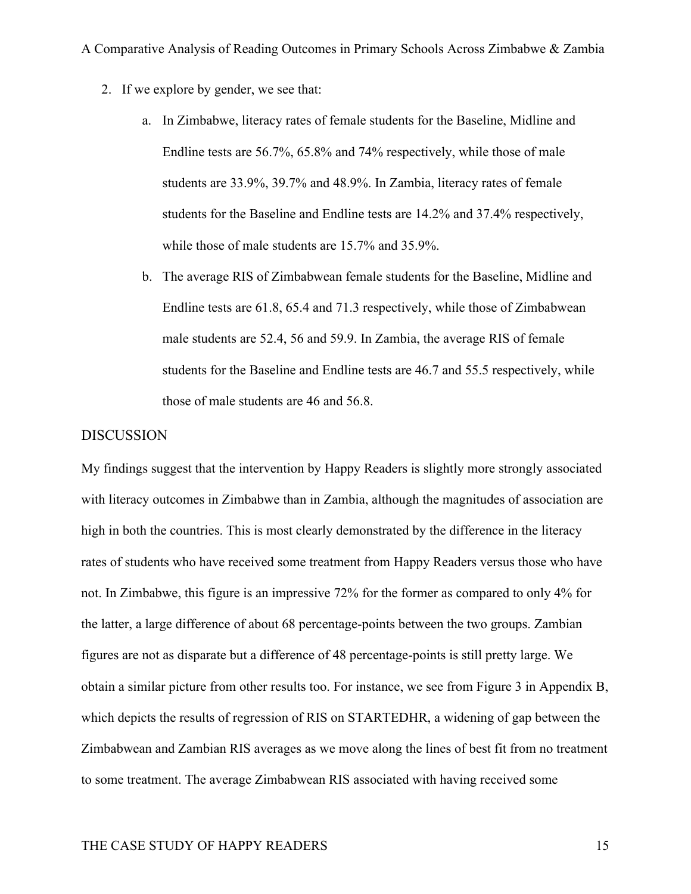2. If we explore by gender, we see that:
    a. In Zimbabwe, literacy rates of female students for the Baseline, Midline and Endline tests are 56.7%, 65.8% and 74% respectively, while those of male students are 33.9%, 39.7% and 48.9%. In Zambia, literacy rates of female students for the Baseline and Endline tests are 14.2% and 37.4% respectively, while those of male students are 15.7% and 35.9%.
    b. The average RIS of Zimbabwean female students for the Baseline, Midline and Endline tests are 61.8, 65.4 and 71.3 respectively, while those of Zimbabwean male students are 52.4, 56 and 59.9. In Zambia, the average RIS of female students for the Baseline and Endline tests are 46.7 and 55.5 respectively, while those of male students are 46 and 56.8.

## DISCUSSION

My findings suggest that the intervention by Happy Readers is slightly more strongly associated with literacy outcomes in Zimbabwe than in Zambia, although the magnitudes of association are high in both the countries. This is most clearly demonstrated by the difference in the literacy rates of students who have received some treatment from Happy Readers versus those who have not. In Zimbabwe, this figure is an impressive 72% for the former as compared to only 4% for the latter, a large difference of about 68 percentage-points between the two groups. Zambian figures are not as disparate but a difference of 48 percentage-points is still pretty large. We obtain a similar picture from other results too. For instance, we see from Figure 3 in Appendix B, which depicts the results of regression of RIS on STARTEDHR, a widening of gap between the Zimbabwean and Zambian RIS averages as we move along the lines of best fit from no treatment to some treatment. The average Zimbabwean RIS associated with having received some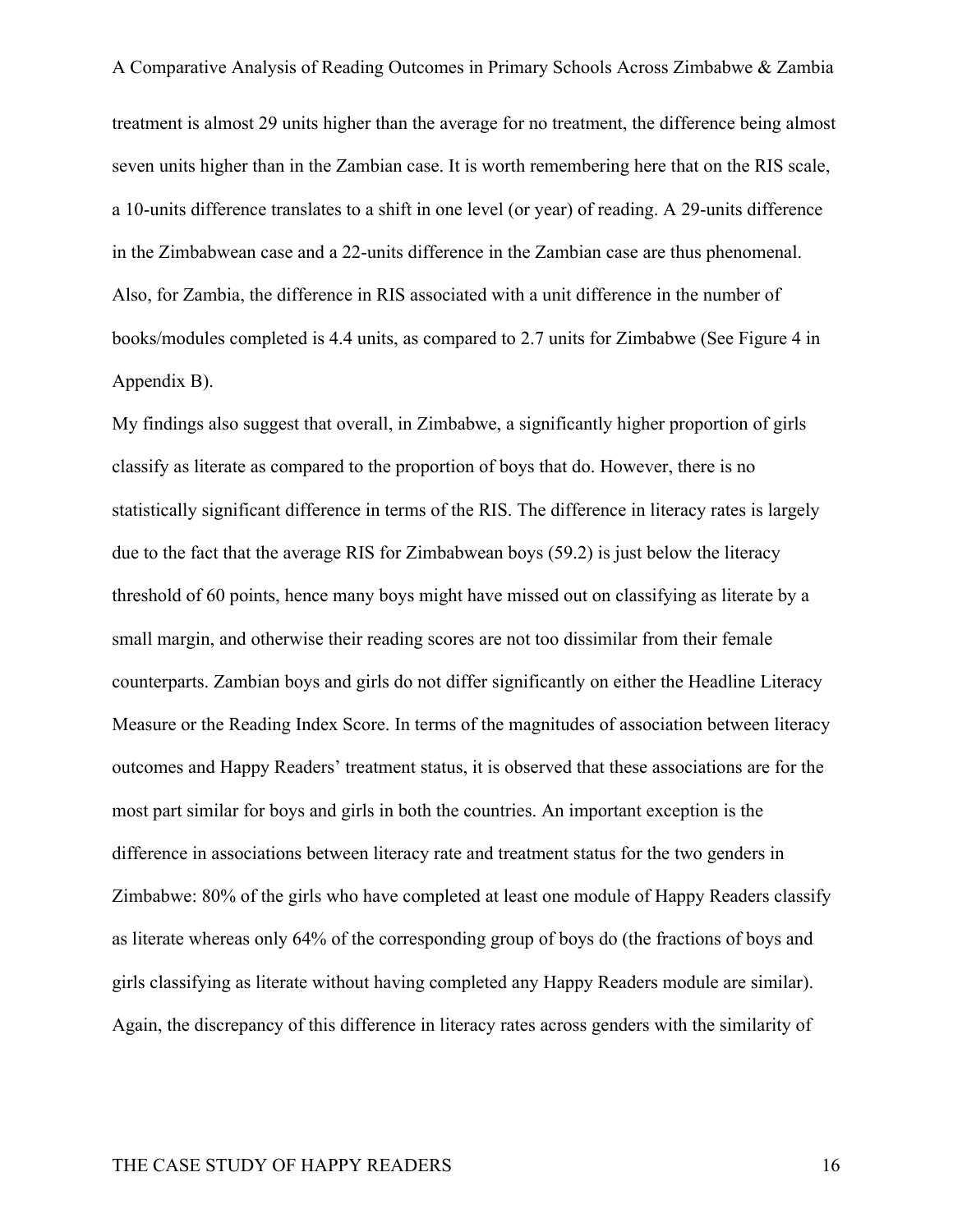treatment is almost 29 units higher than the average for no treatment, the difference being almost seven units higher than in the Zambian case. It is worth remembering here that on the RIS scale, a 10-units difference translates to a shift in one level (or year) of reading. A 29-units difference in the Zimbabwean case and a 22-units difference in the Zambian case are thus phenomenal. Also, for Zambia, the difference in RIS associated with a unit difference in the number of books/modules completed is 4.4 units, as compared to 2.7 units for Zimbabwe (See Figure 4 in Appendix B).

My findings also suggest that overall, in Zimbabwe, a significantly higher proportion of girls classify as literate as compared to the proportion of boys that do. However, there is no statistically significant difference in terms of the RIS. The difference in literacy rates is largely due to the fact that the average RIS for Zimbabwean boys (59.2) is just below the literacy threshold of 60 points, hence many boys might have missed out on classifying as literate by a small margin, and otherwise their reading scores are not too dissimilar from their female counterparts. Zambian boys and girls do not differ significantly on either the Headline Literacy Measure or the Reading Index Score. In terms of the magnitudes of association between literacy outcomes and Happy Readers' treatment status, it is observed that these associations are for the most part similar for boys and girls in both the countries. An important exception is the difference in associations between literacy rate and treatment status for the two genders in Zimbabwe: 80% of the girls who have completed at least one module of Happy Readers classify as literate whereas only 64% of the corresponding group of boys do (the fractions of boys and girls classifying as literate without having completed any Happy Readers module are similar). Again, the discrepancy of this difference in literacy rates across genders with the similarity of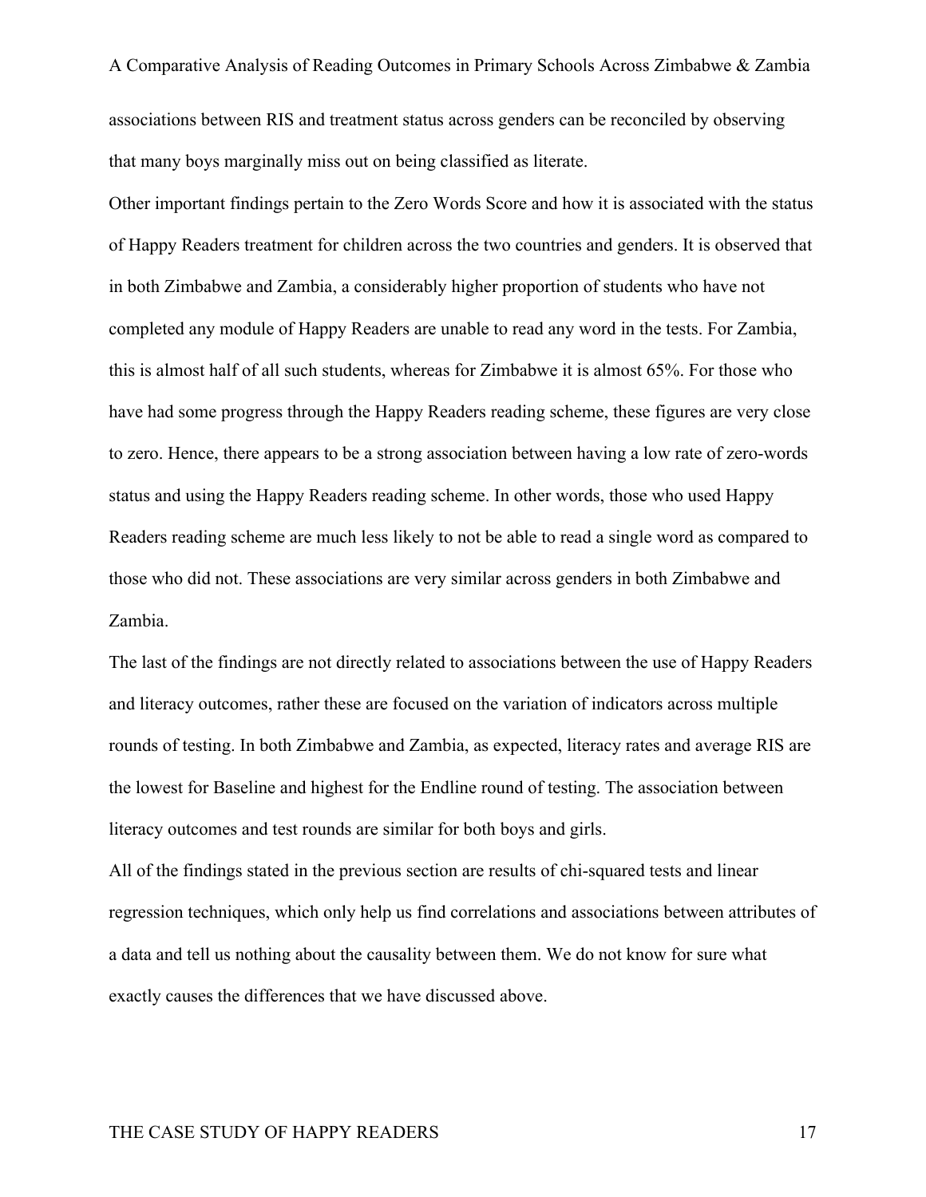associations between RIS and treatment status across genders can be reconciled by observing that many boys marginally miss out on being classified as literate.

Other important findings pertain to the Zero Words Score and how it is associated with the status of Happy Readers treatment for children across the two countries and genders. It is observed that in both Zimbabwe and Zambia, a considerably higher proportion of students who have not completed any module of Happy Readers are unable to read any word in the tests. For Zambia, this is almost half of all such students, whereas for Zimbabwe it is almost 65%. For those who have had some progress through the Happy Readers reading scheme, these figures are very close to zero. Hence, there appears to be a strong association between having a low rate of zero-words status and using the Happy Readers reading scheme. In other words, those who used Happy Readers reading scheme are much less likely to not be able to read a single word as compared to those who did not. These associations are very similar across genders in both Zimbabwe and Zambia.

The last of the findings are not directly related to associations between the use of Happy Readers and literacy outcomes, rather these are focused on the variation of indicators across multiple rounds of testing. In both Zimbabwe and Zambia, as expected, literacy rates and average RIS are the lowest for Baseline and highest for the Endline round of testing. The association between literacy outcomes and test rounds are similar for both boys and girls.

All of the findings stated in the previous section are results of chi-squared tests and linear regression techniques, which only help us find correlations and associations between attributes of a data and tell us nothing about the causality between them. We do not know for sure what exactly causes the differences that we have discussed above.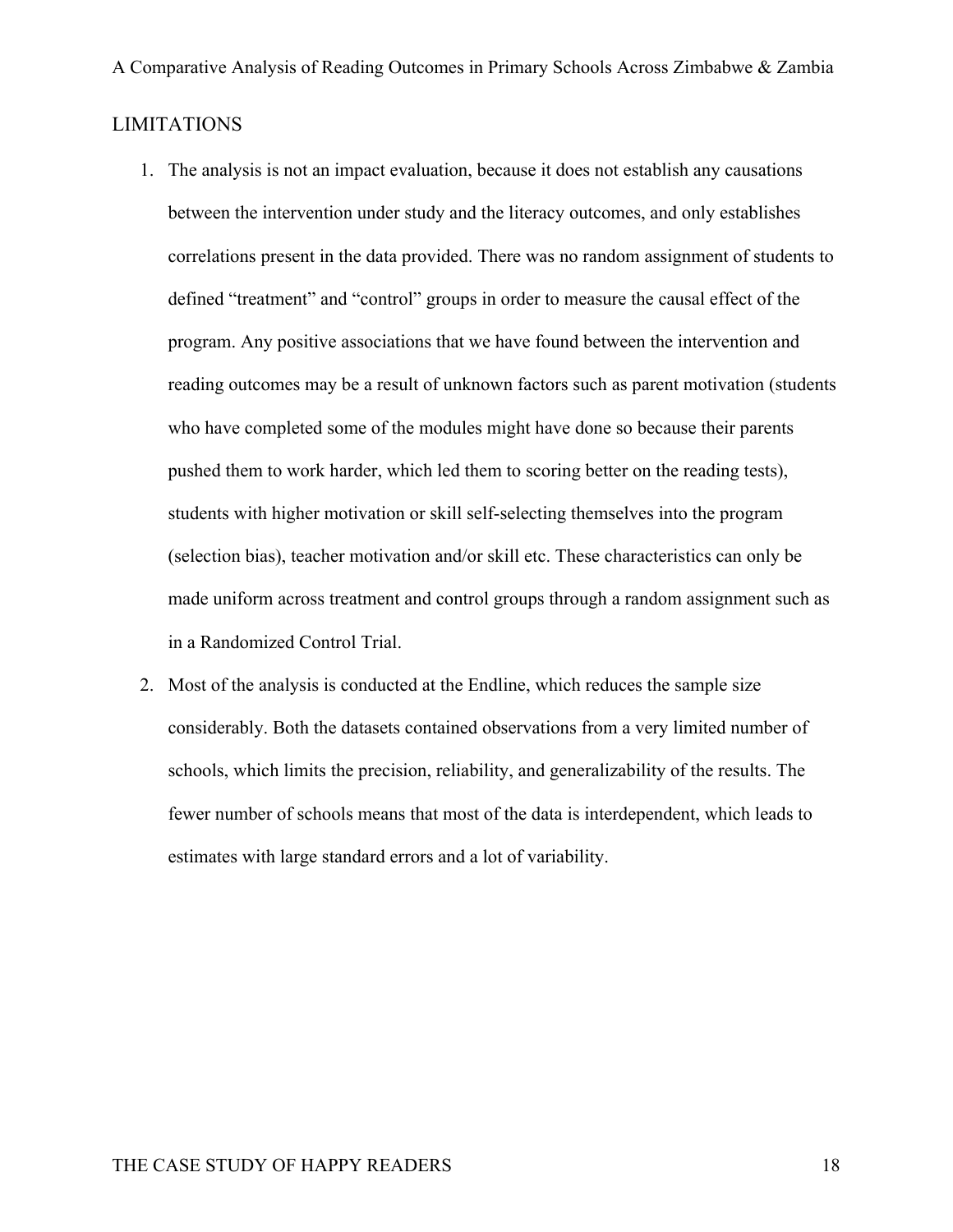## LIMITATIONS

1. The analysis is not an impact evaluation, because it does not establish any causations between the intervention under study and the literacy outcomes, and only establishes correlations present in the data provided. There was no random assignment of students to defined "treatment" and "control" groups in order to measure the causal effect of the program. Any positive associations that we have found between the intervention and reading outcomes may be a result of unknown factors such as parent motivation (students who have completed some of the modules might have done so because their parents pushed them to work harder, which led them to scoring better on the reading tests), students with higher motivation or skill self-selecting themselves into the program (selection bias), teacher motivation and/or skill etc. These characteristics can only be made uniform across treatment and control groups through a random assignment such as in a Randomized Control Trial.
2. Most of the analysis is conducted at the Endline, which reduces the sample size considerably. Both the datasets contained observations from a very limited number of schools, which limits the precision, reliability, and generalizability of the results. The fewer number of schools means that most of the data is interdependent, which leads to estimates with large standard errors and a lot of variability.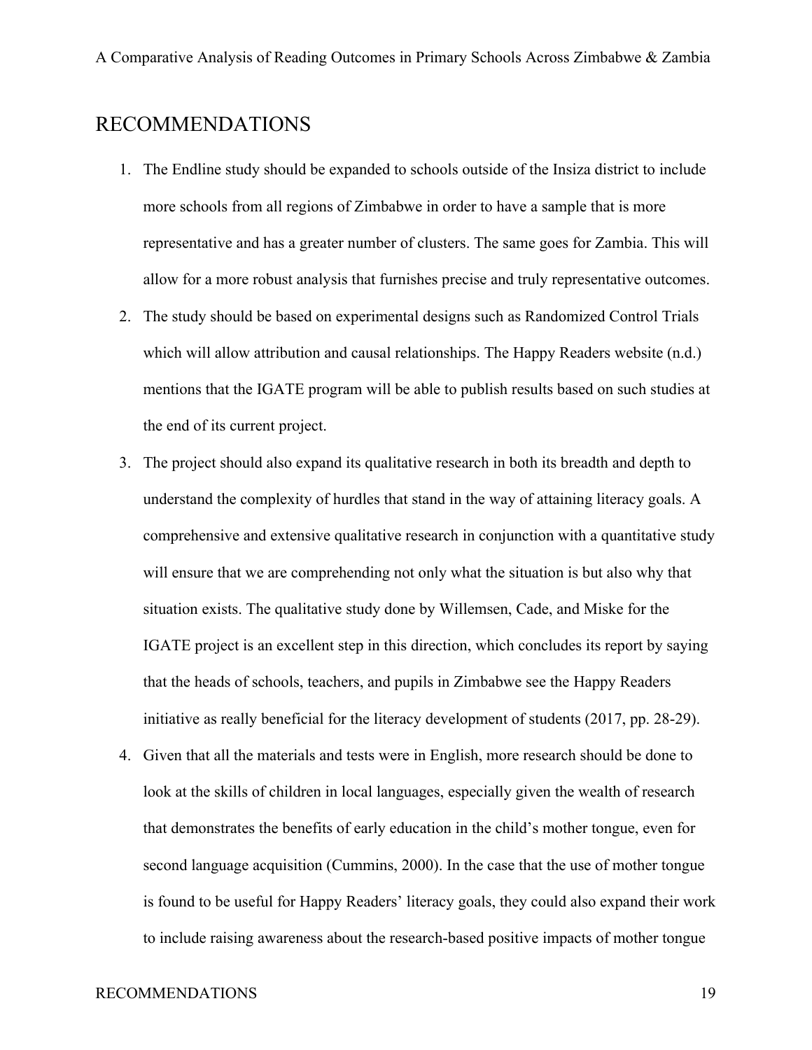## RECOMMENDATIONS

1. The Endline study should be expanded to schools outside of the Insiza district to include more schools from all regions of Zimbabwe in order to have a sample that is more representative and has a greater number of clusters. The same goes for Zambia. This will allow for a more robust analysis that furnishes precise and truly representative outcomes.
2. The study should be based on experimental designs such as Randomized Control Trials which will allow attribution and causal relationships. The Happy Readers website (n.d.) mentions that the IGATE program will be able to publish results based on such studies at the end of its current project.
3. The project should also expand its qualitative research in both its breadth and depth to understand the complexity of hurdles that stand in the way of attaining literacy goals. A comprehensive and extensive qualitative research in conjunction with a quantitative study will ensure that we are comprehending not only what the situation is but also why that situation exists. The qualitative study done by Willemsen, Cade, and Miske for the IGATE project is an excellent step in this direction, which concludes its report by saying that the heads of schools, teachers, and pupils in Zimbabwe see the Happy Readers initiative as really beneficial for the literacy development of students (2017, pp. 28-29).
4. Given that all the materials and tests were in English, more research should be done to look at the skills of children in local languages, especially given the wealth of research that demonstrates the benefits of early education in the child's mother tongue, even for second language acquisition (Cummins, 2000). In the case that the use of mother tongue is found to be useful for Happy Readers' literacy goals, they could also expand their work to include raising awareness about the research-based positive impacts of mother tongue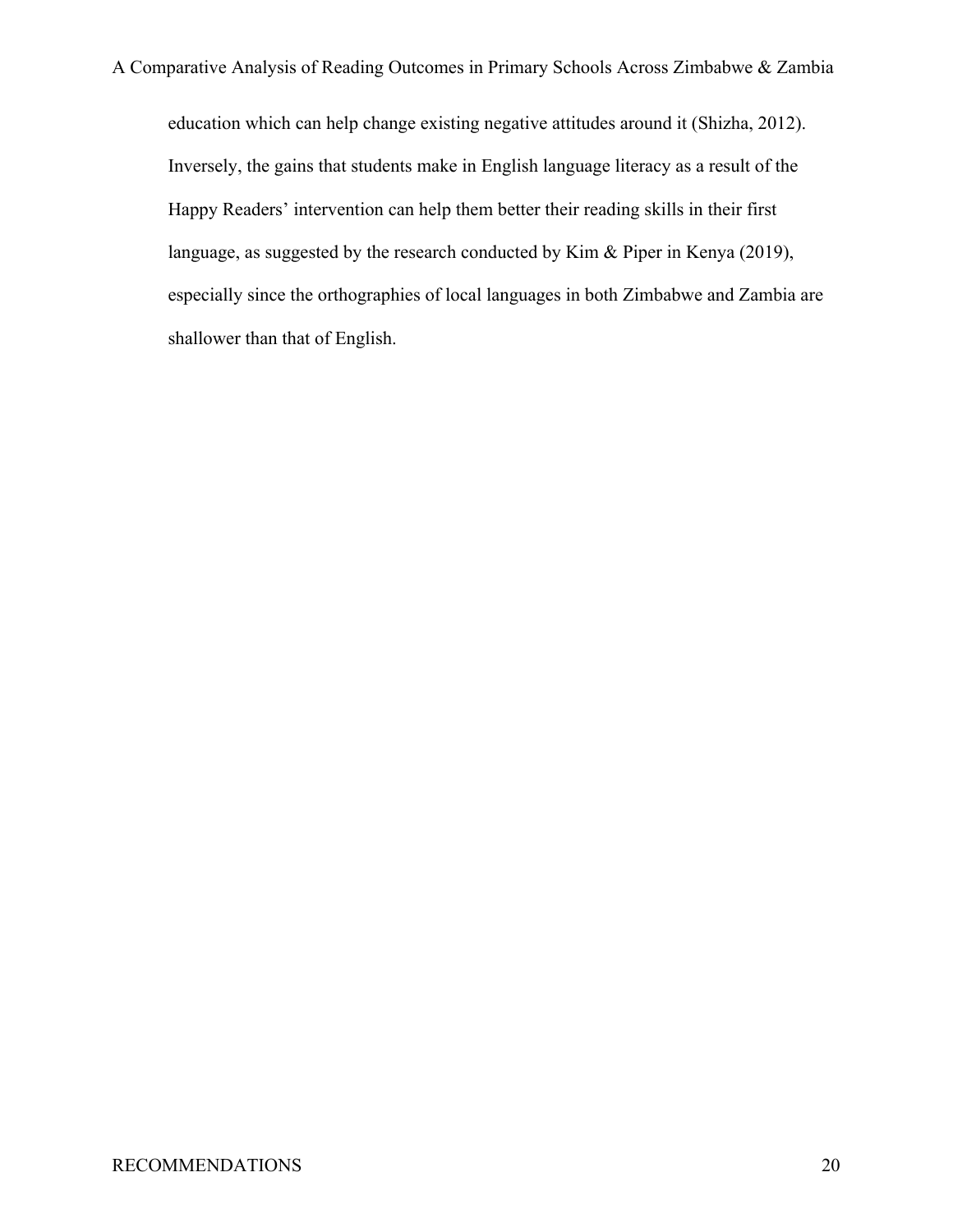education which can help change existing negative attitudes around it (Shizha, 2012). Inversely, the gains that students make in English language literacy as a result of the Happy Readers' intervention can help them better their reading skills in their first language, as suggested by the research conducted by Kim & Piper in Kenya (2019), especially since the orthographies of local languages in both Zimbabwe and Zambia are shallower than that of English.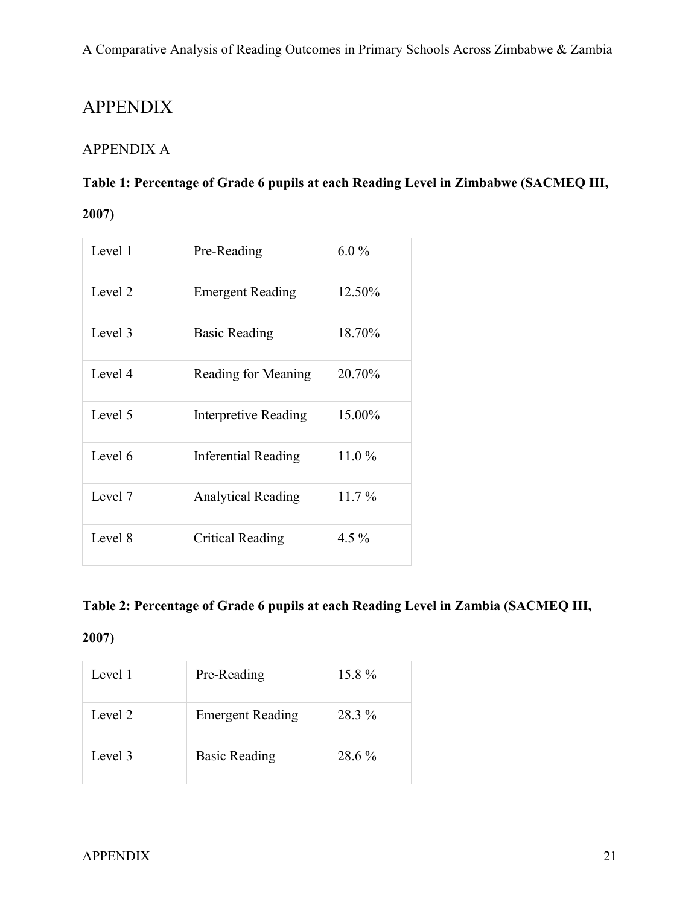# APPENDIX

## APPENDIX A

**Table 1: Percentage of Grade 6 pupils at each Reading Level in Zimbabwe (SACMEQ III, 2007)**

| | | |
|---|---|---|
| Level 1 | Pre-Reading | 6.0 % |
| Level 2 | Emergent Reading | 12.50% |
| Level 3 | Basic Reading | 18.70% |
| Level 4 | Reading for Meaning | 20.70% |
| Level 5 | Interpretive Reading | 15.00% |
| Level 6 | Inferential Reading | 11.0 % |
| Level 7 | Analytical Reading | 11.7 % |
| Level 8 | Critical Reading | 4.5 % |

**Table 2: Percentage of Grade 6 pupils at each Reading Level in Zambia (SACMEQ III, 2007)**

| | | |
|---|---|---|
| Level 1 | Pre-Reading | 15.8 % |
| Level 2 | Emergent Reading | 28.3 % |
| Level 3 | Basic Reading | 28.6 % |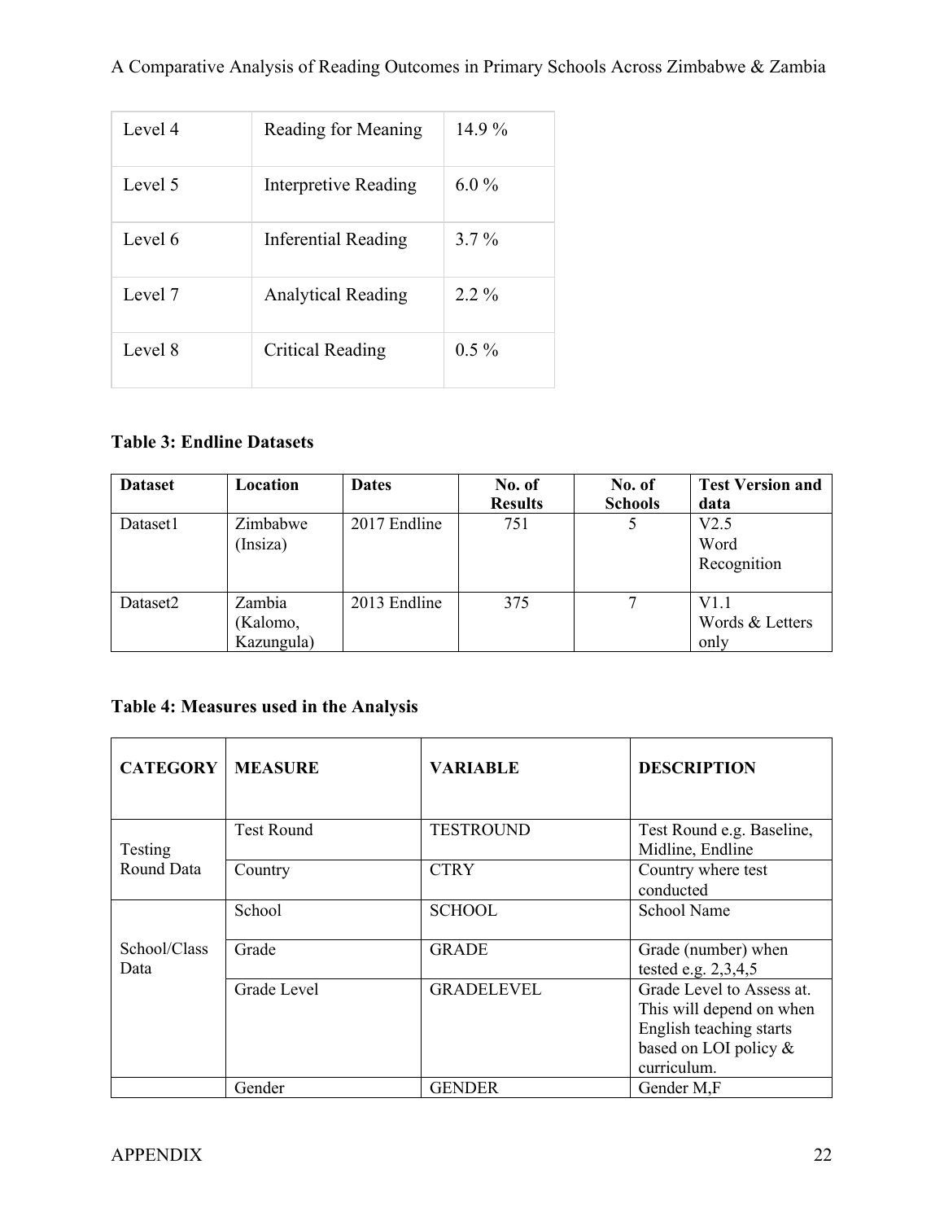| Level 4 | Reading for Meaning | 14.9 % |
|---|---|---|
| Level 5 | Interpretive Reading | 6.0 % |
| Level 6 | Inferential Reading | 3.7 % |
| Level 7 | Analytical Reading | 2.2 % |
| Level 8 | Critical Reading | 0.5 % |

**Table 3: Endline Datasets**

| Dataset | Location | Dates | No. of Results | No. of Schools | Test Version and data |
|---|---|---|---|---|---|
| Dataset1 | Zimbabwe (Insiza) | 2017 Endline | 751 | 5 | V2.5 Word Recognition |
| Dataset2 | Zambia (Kalomo, Kazungula) | 2013 Endline | 375 | 7 | V1.1 Words & Letters only |

**Table 4: Measures used in the Analysis**

| CATEGORY | MEASURE | VARIABLE | DESCRIPTION |
|---|---|---|---|
| Testing Round Data | Test Round | TESTROUND | Test Round e.g. Baseline, Midline, Endline |
| | Country | CTRY | Country where test conducted |
| School/Class Data | School | SCHOOL | School Name |
| | Grade | GRADE | Grade (number) when tested e.g. 2,3,4,5 |
| | Grade Level | GRADELEVEL | Grade Level to Assess at. This will depend on when English teaching starts based on LOI policy & curriculum. |
| | Gender | GENDER | Gender M,F |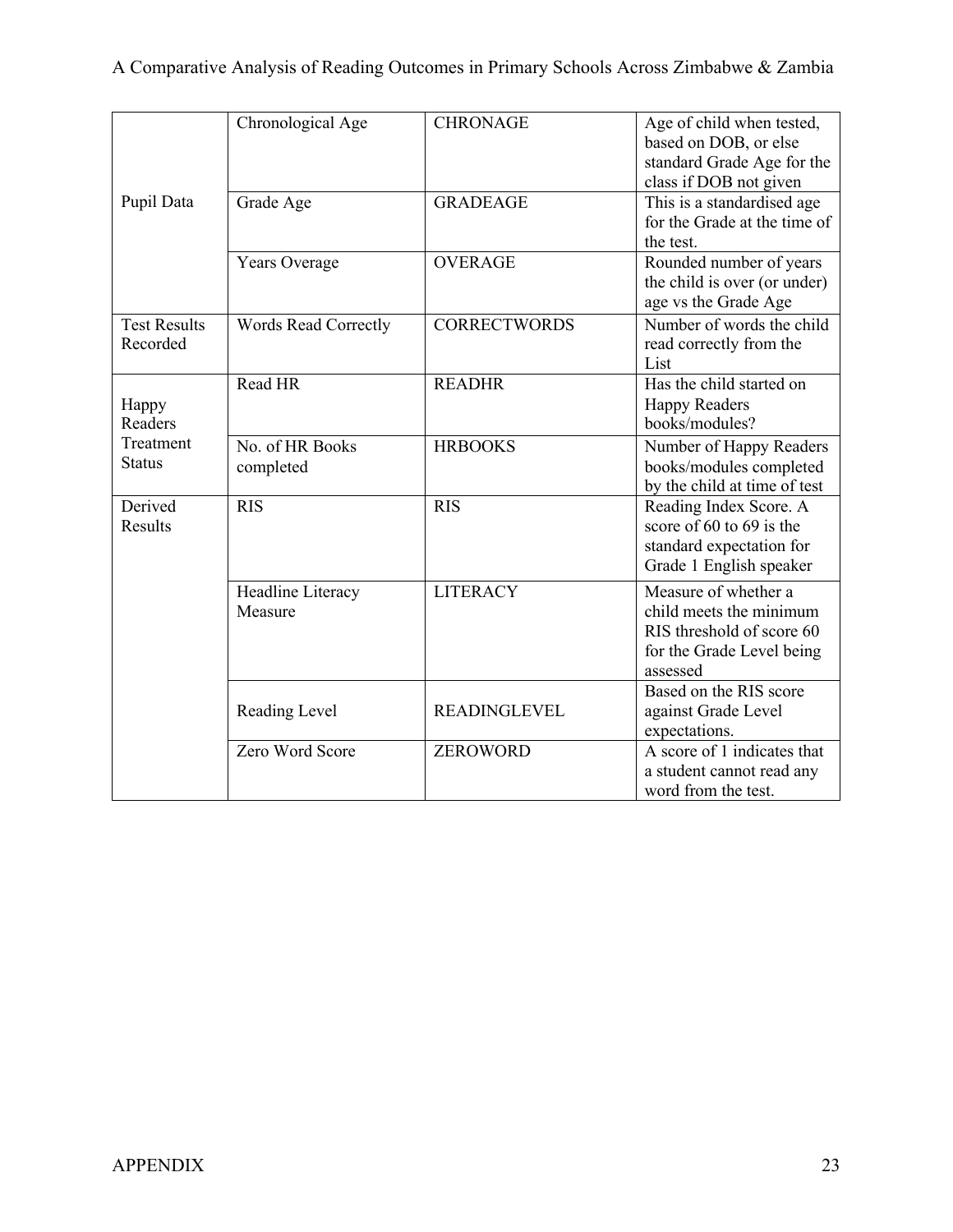| | | | |
|---|---|---|---|
| Pupil Data | Chronological Age | CHRONAGE | Age of child when tested, based on DOB, or else standard Grade Age for the class if DOB not given |
| | Grade Age | GRADEAGE | This is a standardised age for the Grade at the time of the test. |
| | Years Overage | OVERAGE | Rounded number of years the child is over (or under) age vs the Grade Age |
| Test Results Recorded | Words Read Correctly | CORRECTWORDS | Number of words the child read correctly from the List |
| Happy Readers Treatment Status | Read HR | READHR | Has the child started on Happy Readers books/modules? |
| | No. of HR Books completed | HRBOOKS | Number of Happy Readers books/modules completed by the child at time of test |
| Derived Results | RIS | RIS | Reading Index Score. A score of 60 to 69 is the standard expectation for Grade 1 English speaker |
| | Headline Literacy Measure | LITERACY | Measure of whether a child meets the minimum RIS threshold of score 60 for the Grade Level being assessed |
| | Reading Level | READINGLEVEL | Based on the RIS score against Grade Level expectations. |
| | Zero Word Score | ZEROWORD | A score of 1 indicates that a student cannot read any word from the test. |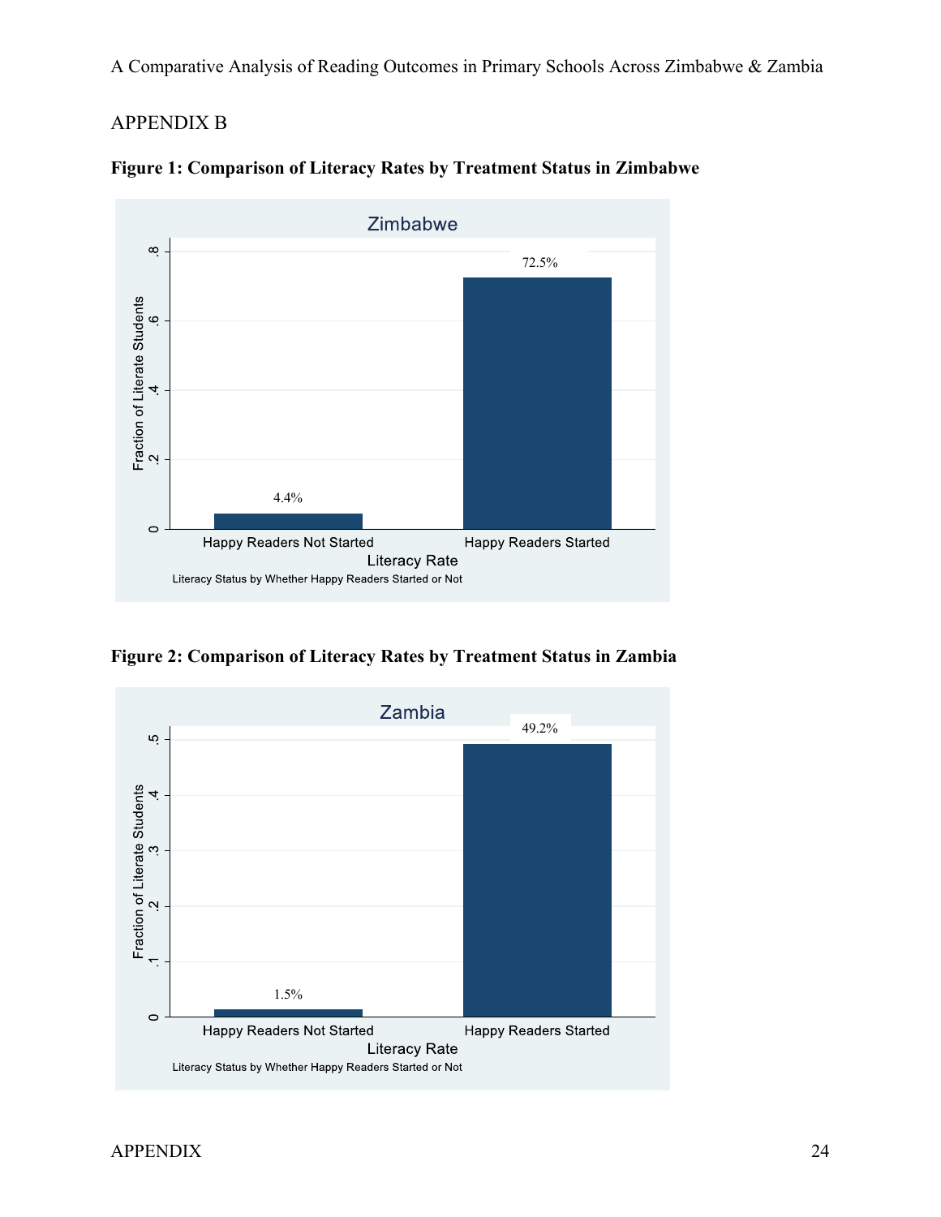## APPENDIX B

**Figure 1: Comparison of Literacy Rates by Treatment Status in Zimbabwe**

**Figure 2: Comparison of Literacy Rates by Treatment Status in Zambia**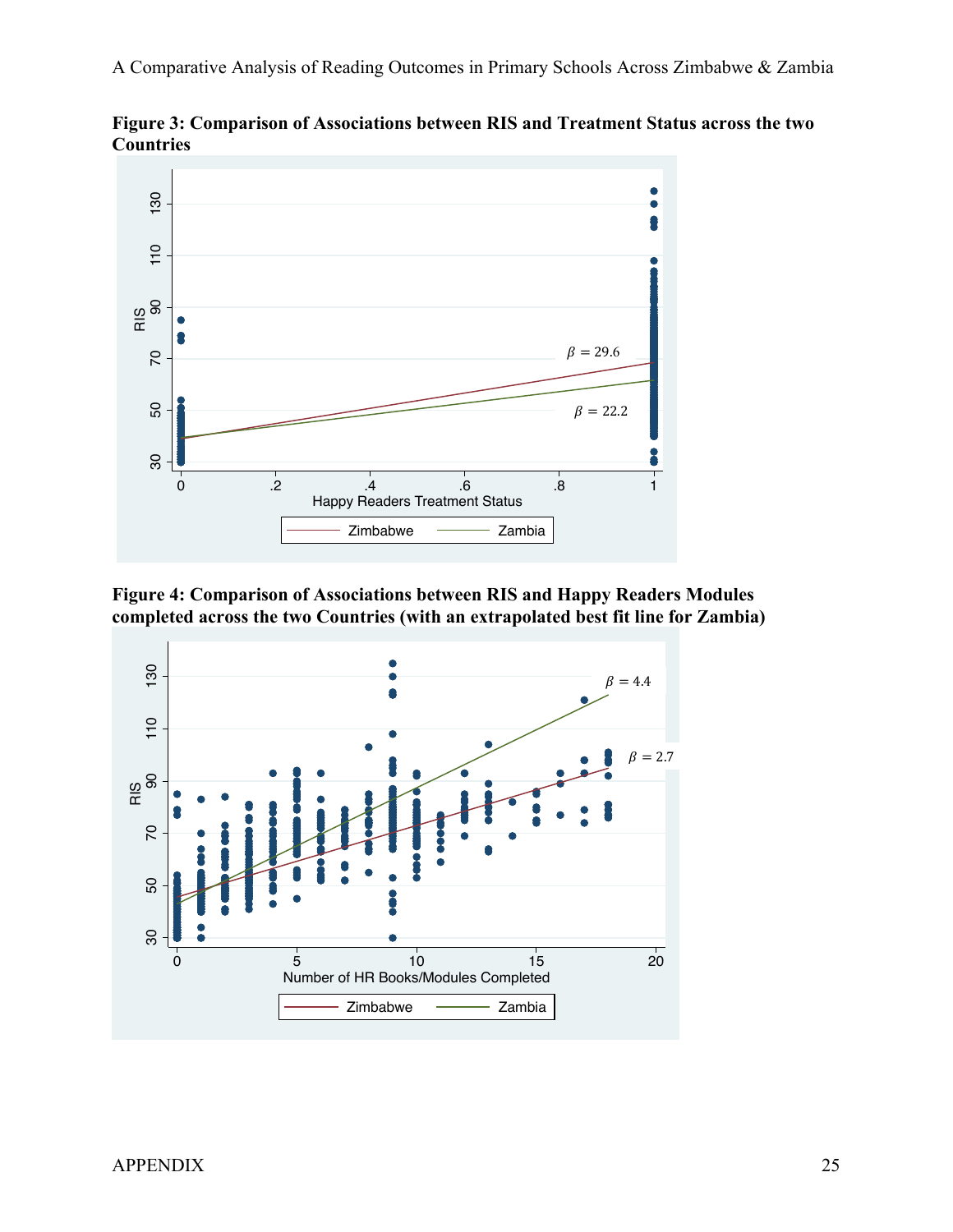**Figure 3: Comparison of Associations between RIS and Treatment Status across the two Countries**

**Figure 4: Comparison of Associations between RIS and Happy Readers Modules completed across the two Countries (with an extrapolated best fit line for Zambia)**

APPENDIX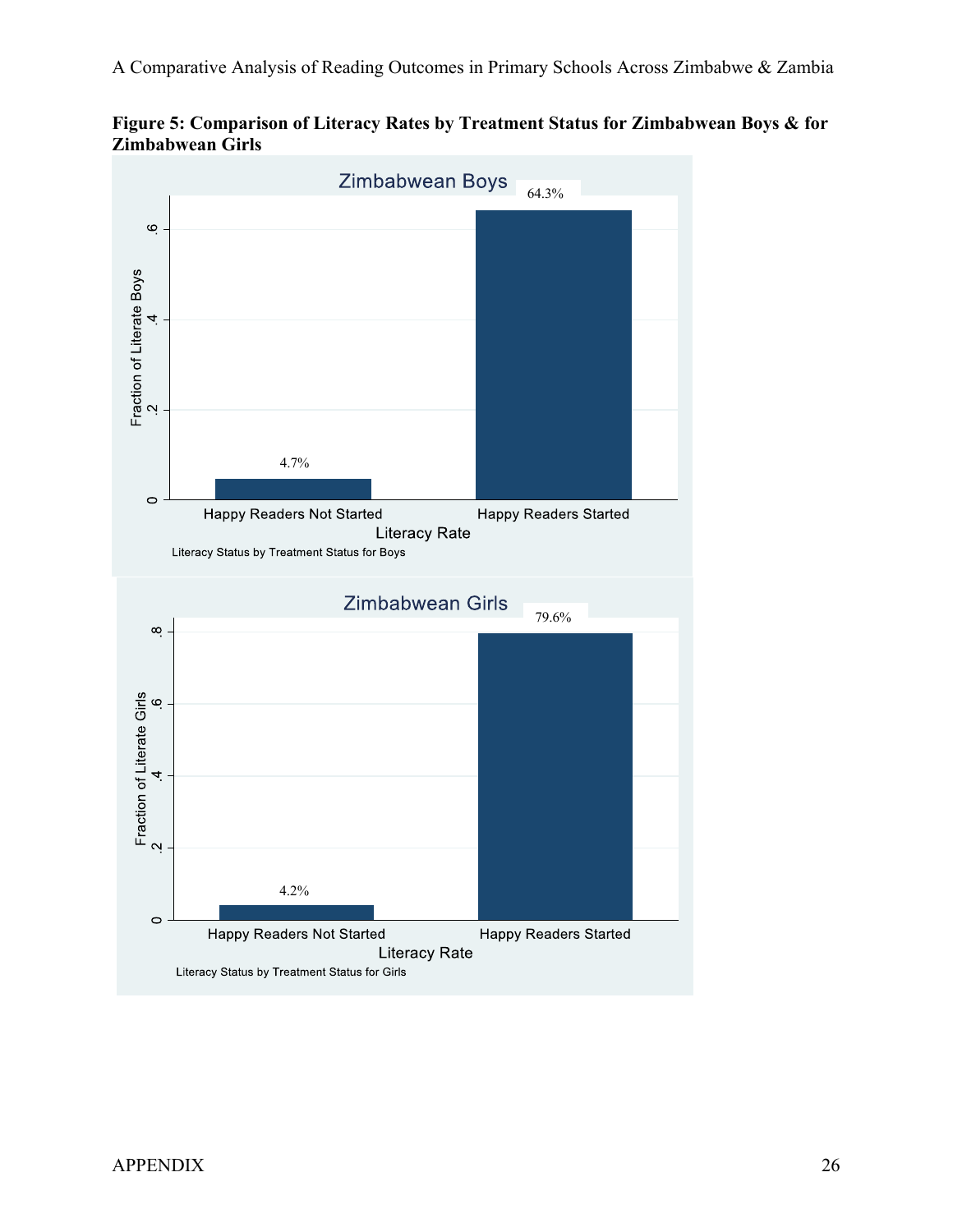**Figure 5: Comparison of Literacy Rates by Treatment Status for Zimbabwean Boys & for Zimbabwean Girls**

Zimbabwean Boys

| Literacy Rate | Fraction of Literate Boys |
|---|---|
| Happy Readers Not Started | 4.7% |
| Happy Readers Started | 64.3% |

Literacy Status by Treatment Status for Boys

Zimbabwean Girls

| Literacy Rate | Fraction of Literate Girls |
|---|---|
| Happy Readers Not Started | 4.2% |
| Happy Readers Started | 79.6% |

Literacy Status by Treatment Status for Girls

APPENDIX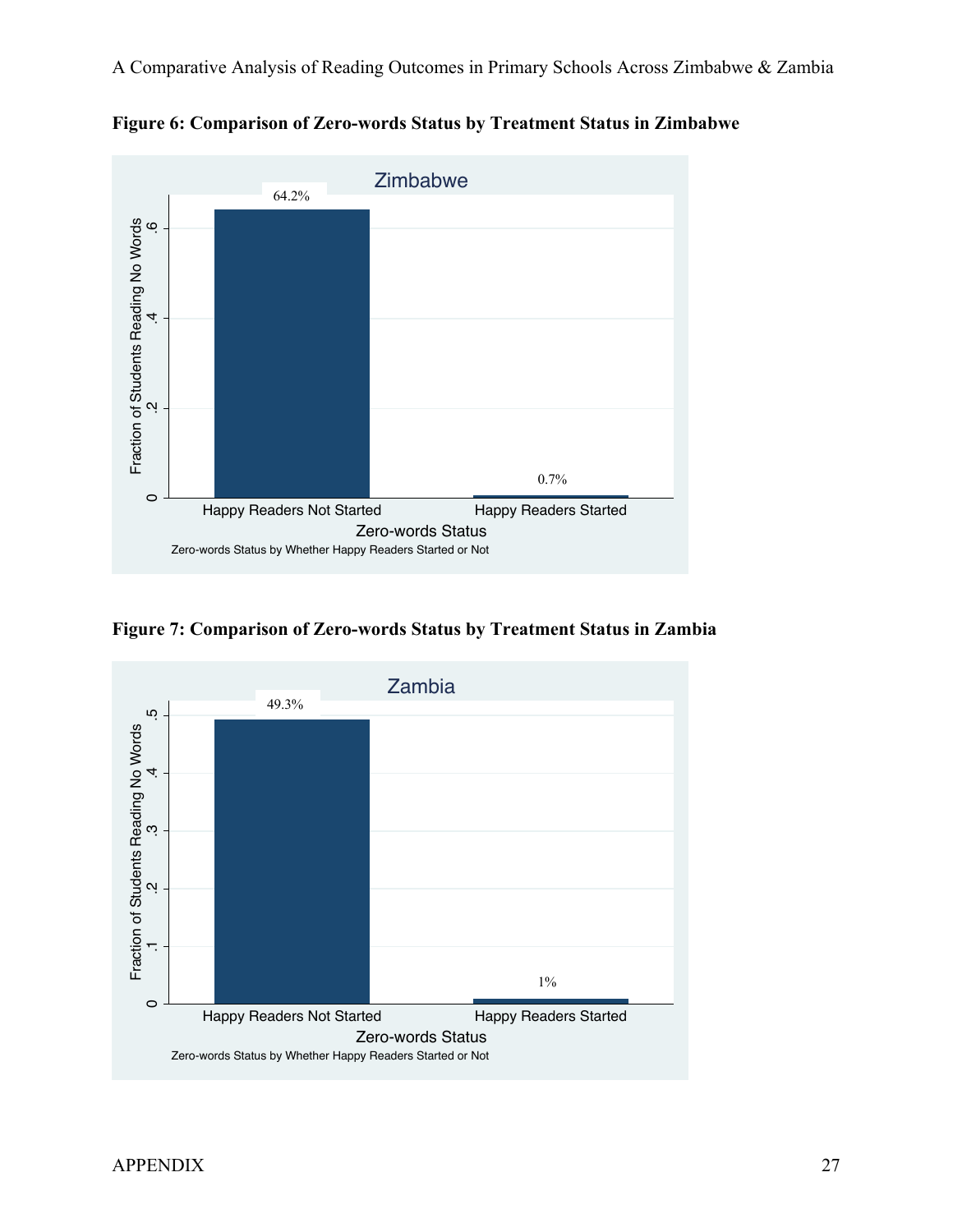**Figure 6: Comparison of Zero-words Status by Treatment Status in Zimbabwe**

Zimbabwe

| Zero-words Status | Fraction of Students Reading No Words |
|---|---|
| Happy Readers Not Started | 64.2% |
| Happy Readers Started | 0.7% |

Zero-words Status by Whether Happy Readers Started or Not

**Figure 7: Comparison of Zero-words Status by Treatment Status in Zambia**

Zambia

| Zero-words Status | Fraction of Students Reading No Words |
|---|---|
| Happy Readers Not Started | 49.3% |
| Happy Readers Started | 1% |

Zero-words Status by Whether Happy Readers Started or Not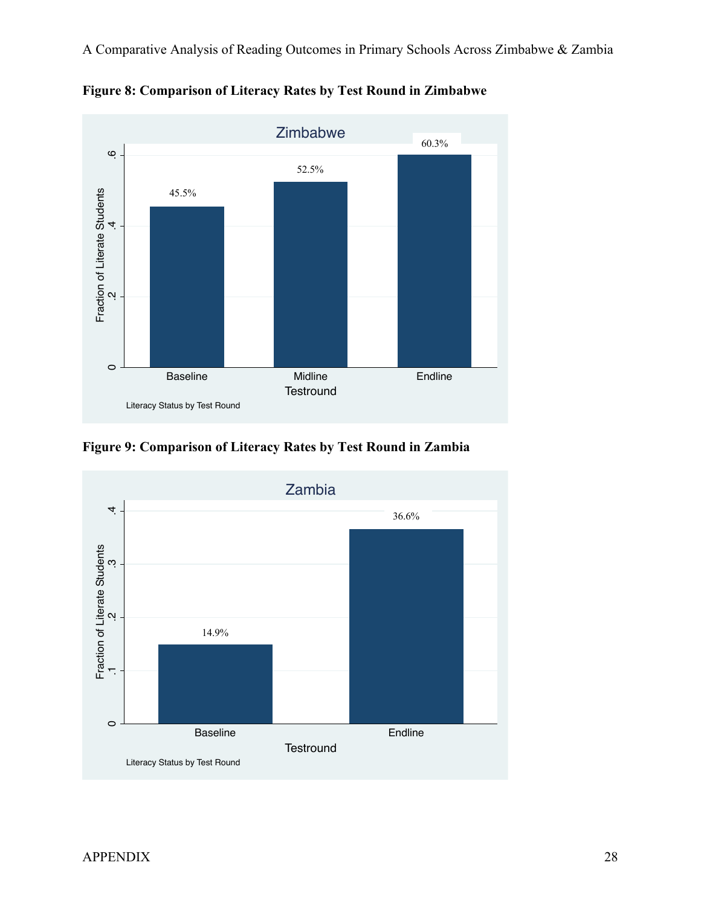**Figure 8: Comparison of Literacy Rates by Test Round in Zimbabwe**

**Figure 9: Comparison of Literacy Rates by Test Round in Zambia**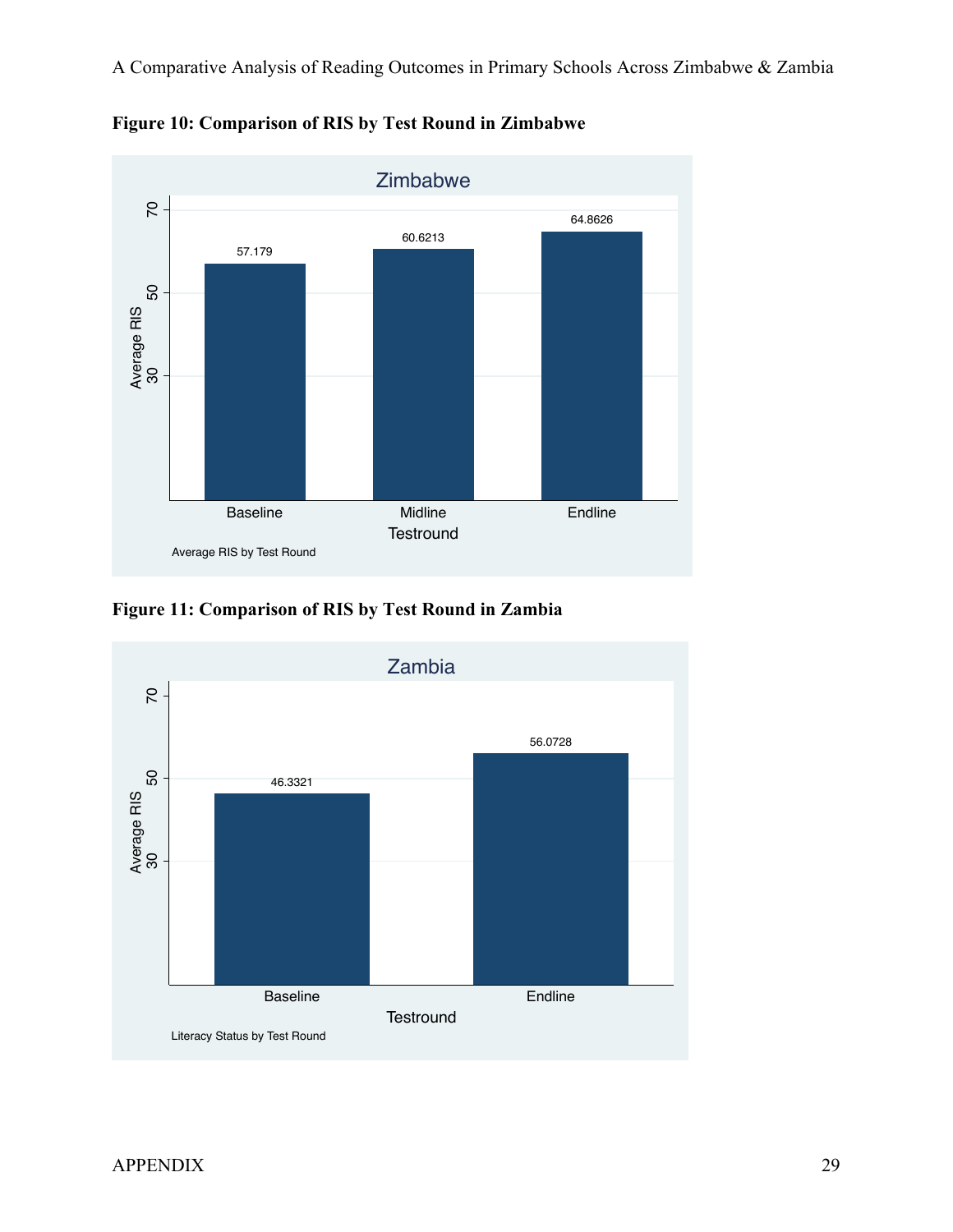**Figure 10: Comparison of RIS by Test Round in Zimbabwe**

**Figure 11: Comparison of RIS by Test Round in Zambia**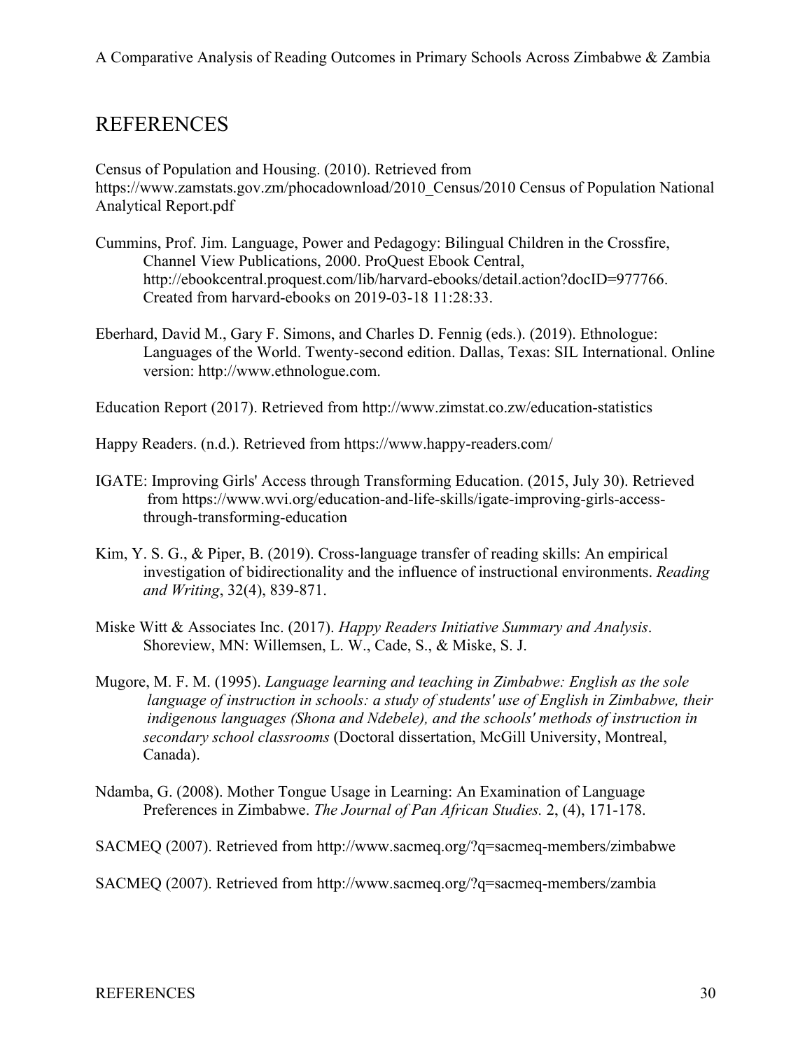## REFERENCES

Census of Population and Housing. (2010). Retrieved from https://www.zamstats.gov.zm/phocadownload/2010_Census/2010 Census of Population National Analytical Report.pdf

Cummins, Prof. Jim. Language, Power and Pedagogy: Bilingual Children in the Crossfire, Channel View Publications, 2000. ProQuest Ebook Central, http://ebookcentral.proquest.com/lib/harvard-ebooks/detail.action?docID=977766. Created from harvard-ebooks on 2019-03-18 11:28:33.

Eberhard, David M., Gary F. Simons, and Charles D. Fennig (eds.). (2019). Ethnologue: Languages of the World. Twenty-second edition. Dallas, Texas: SIL International. Online version: http://www.ethnologue.com.

Education Report (2017). Retrieved from http://www.zimstat.co.zw/education-statistics

Happy Readers. (n.d.). Retrieved from https://www.happy-readers.com/

IGATE: Improving Girls' Access through Transforming Education. (2015, July 30). Retrieved from https://www.wvi.org/education-and-life-skills/igate-improving-girls-access-through-transforming-education

Kim, Y. S. G., & Piper, B. (2019). Cross-language transfer of reading skills: An empirical investigation of bidirectionality and the influence of instructional environments. *Reading and Writing*, 32(4), 839-871.

Miske Witt & Associates Inc. (2017). *Happy Readers Initiative Summary and Analysis*. Shoreview, MN: Willemsen, L. W., Cade, S., & Miske, S. J.

Mugore, M. F. M. (1995). *Language learning and teaching in Zimbabwe: English as the sole language of instruction in schools: a study of students' use of English in Zimbabwe, their indigenous languages (Shona and Ndebele), and the schools' methods of instruction in secondary school classrooms* (Doctoral dissertation, McGill University, Montreal, Canada).

Ndamba, G. (2008). Mother Tongue Usage in Learning: An Examination of Language Preferences in Zimbabwe. *The Journal of Pan African Studies.* 2, (4), 171-178.

SACMEQ (2007). Retrieved from http://www.sacmeq.org/?q=sacmeq-members/zimbabwe

SACMEQ (2007). Retrieved from http://www.sacmeq.org/?q=sacmeq-members/zambia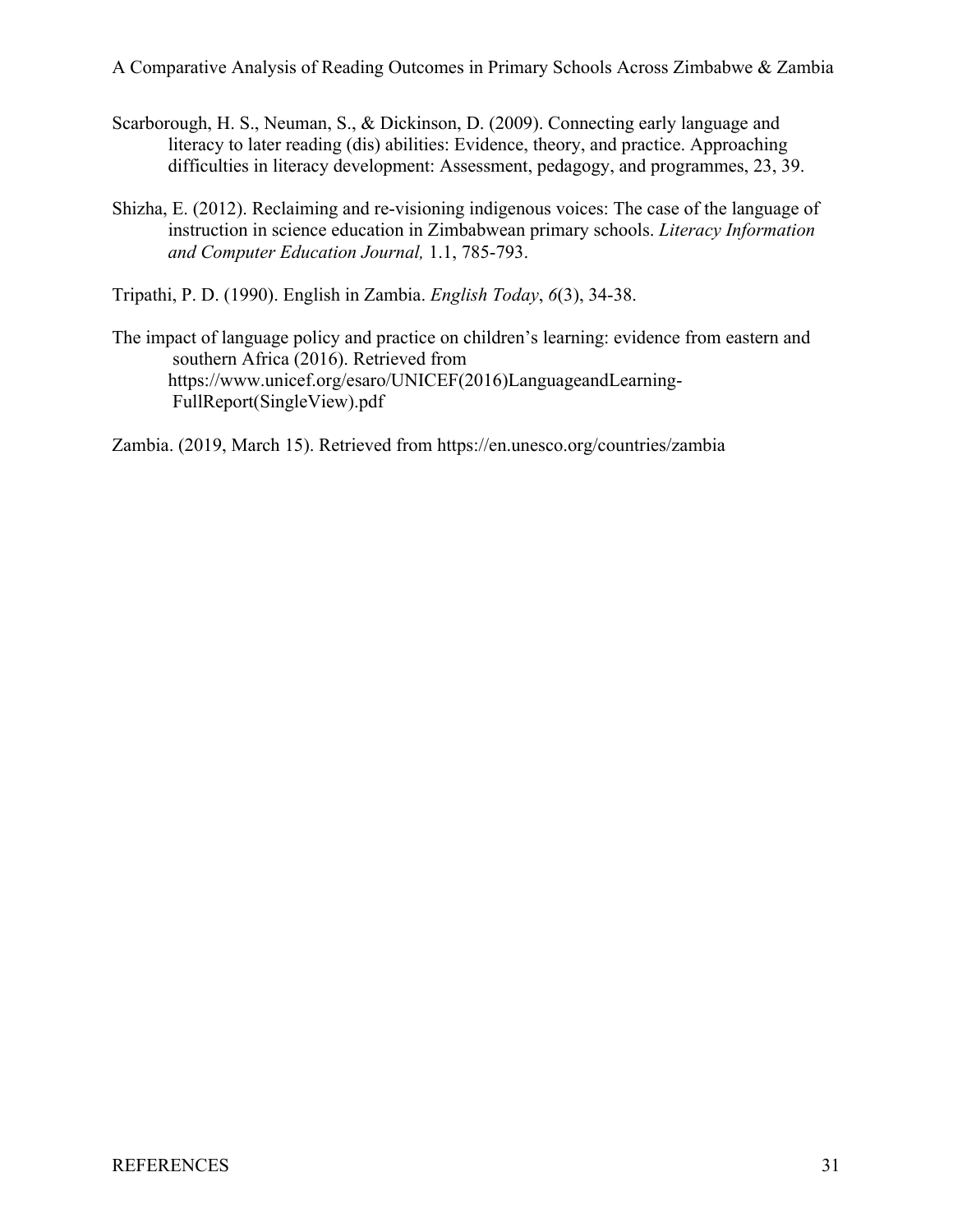Scarborough, H. S., Neuman, S., & Dickinson, D. (2009). Connecting early language and literacy to later reading (dis) abilities: Evidence, theory, and practice. Approaching difficulties in literacy development: Assessment, pedagogy, and programmes, 23, 39.

Shizha, E. (2012). Reclaiming and re-visioning indigenous voices: The case of the language of instruction in science education in Zimbabwean primary schools. *Literacy Information and Computer Education Journal,* 1.1, 785-793.

Tripathi, P. D. (1990). English in Zambia. *English Today*, *6*(3), 34-38.

The impact of language policy and practice on children's learning: evidence from eastern and southern Africa (2016). Retrieved from https://www.unicef.org/esaro/UNICEF(2016)LanguageandLearning-FullReport(SingleView).pdf

Zambia. (2019, March 15). Retrieved from https://en.unesco.org/countries/zambia